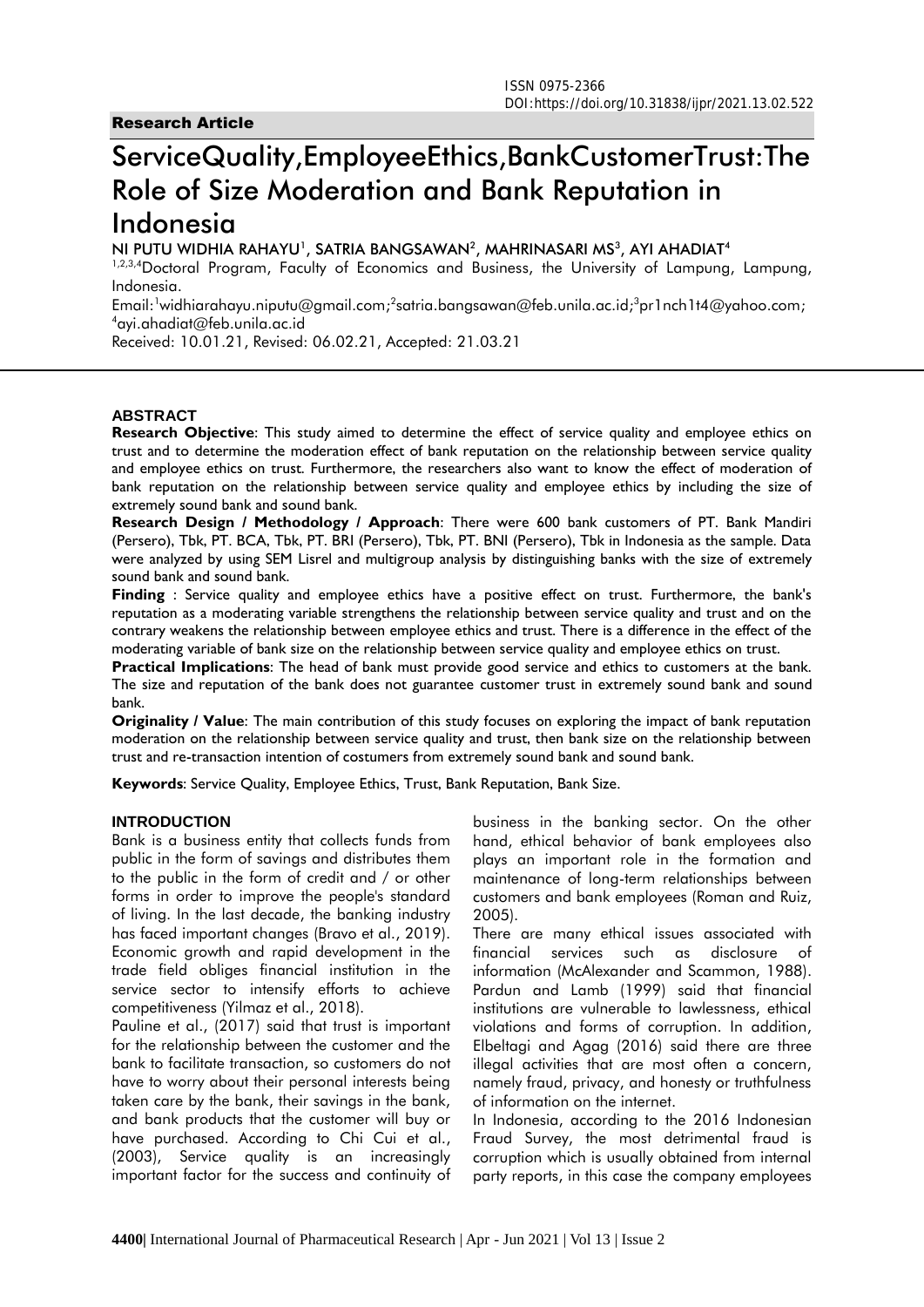ISSN 0975-2366
DOI:https://doi.org/10.31838/ijpr/2021.13.02.522

**Research Article**

# ServiceQuality,EmployeeEthics,BankCustomerTrust:The Role of Size Moderation and Bank Reputation in Indonesia

NI PUTU WIDHIA RAHAYU[1], SATRIA BANGSAWAN[2], MAHRINASARI MS[3], AYI AHADIAT[4]

[1,2,3,4]Doctoral Program, Faculty of Economics and Business, the University of Lampung, Lampung, Indonesia.

Email:[1]widhiarahayu.niputu@gmail.com;[2]satria.bangsawan@feb.unila.ac.id;[3]pr1nch1t4@yahoo.com;[4]ayi.ahadiat@feb.unila.ac.id

Received: 10.01.21, Revised: 06.02.21, Accepted: 21.03.21

## ABSTRACT

**Research Objective**: This study aimed to determine the effect of service quality and employee ethics on trust and to determine the moderation effect of bank reputation on the relationship between service quality and employee ethics on trust. Furthermore, the researchers also want to know the effect of moderation of bank reputation on the relationship between service quality and employee ethics by including the size of extremely sound bank and sound bank.

**Research Design / Methodology / Approach**: There were 600 bank customers of PT. Bank Mandiri (Persero), Tbk, PT. BCA, Tbk, PT. BRI (Persero), Tbk, PT. BNI (Persero), Tbk in Indonesia as the sample. Data were analyzed by using SEM Lisrel and multigroup analysis by distinguishing banks with the size of extremely sound bank and sound bank.

**Finding** : Service quality and employee ethics have a positive effect on trust. Furthermore, the bank's reputation as a moderating variable strengthens the relationship between service quality and trust and on the contrary weakens the relationship between employee ethics and trust. There is a difference in the effect of the moderating variable of bank size on the relationship between service quality and employee ethics on trust.

**Practical Implications**: The head of bank must provide good service and ethics to customers at the bank. The size and reputation of the bank does not guarantee customer trust in extremely sound bank and sound bank.

**Originality / Value**: The main contribution of this study focuses on exploring the impact of bank reputation moderation on the relationship between service quality and trust, then bank size on the relationship between trust and re-transaction intention of costumers from extremely sound bank and sound bank.

**Keywords**: Service Quality, Employee Ethics, Trust, Bank Reputation, Bank Size.

## INTRODUCTION

Bank is a business entity that collects funds from public in the form of savings and distributes them to the public in the form of credit and / or other forms in order to improve the people's standard of living. In the last decade, the banking industry has faced important changes (Bravo et al., 2019). Economic growth and rapid development in the trade field obliges financial institution in the service sector to intensify efforts to achieve competitiveness (Yilmaz et al., 2018).

Pauline et al., (2017) said that trust is important for the relationship between the customer and the bank to facilitate transaction, so customers do not have to worry about their personal interests being taken care by the bank, their savings in the bank, and bank products that the customer will buy or have purchased. According to Chi Cui et al., (2003), Service quality is an increasingly important factor for the success and continuity of business in the banking sector. On the other hand, ethical behavior of bank employees also plays an important role in the formation and maintenance of long-term relationships between customers and bank employees (Roman and Ruiz, 2005).

There are many ethical issues associated with financial services such as disclosure of information (McAlexander and Scammon, 1988). Pardun and Lamb (1999) said that financial institutions are vulnerable to lawlessness, ethical violations and forms of corruption. In addition, Elbeltagi and Agag (2016) said there are three illegal activities that are most often a concern, namely fraud, privacy, and honesty or truthfulness of information on the internet.

In Indonesia, according to the 2016 Indonesian Fraud Survey, the most detrimental fraud is corruption which is usually obtained from internal party reports, in this case the company employees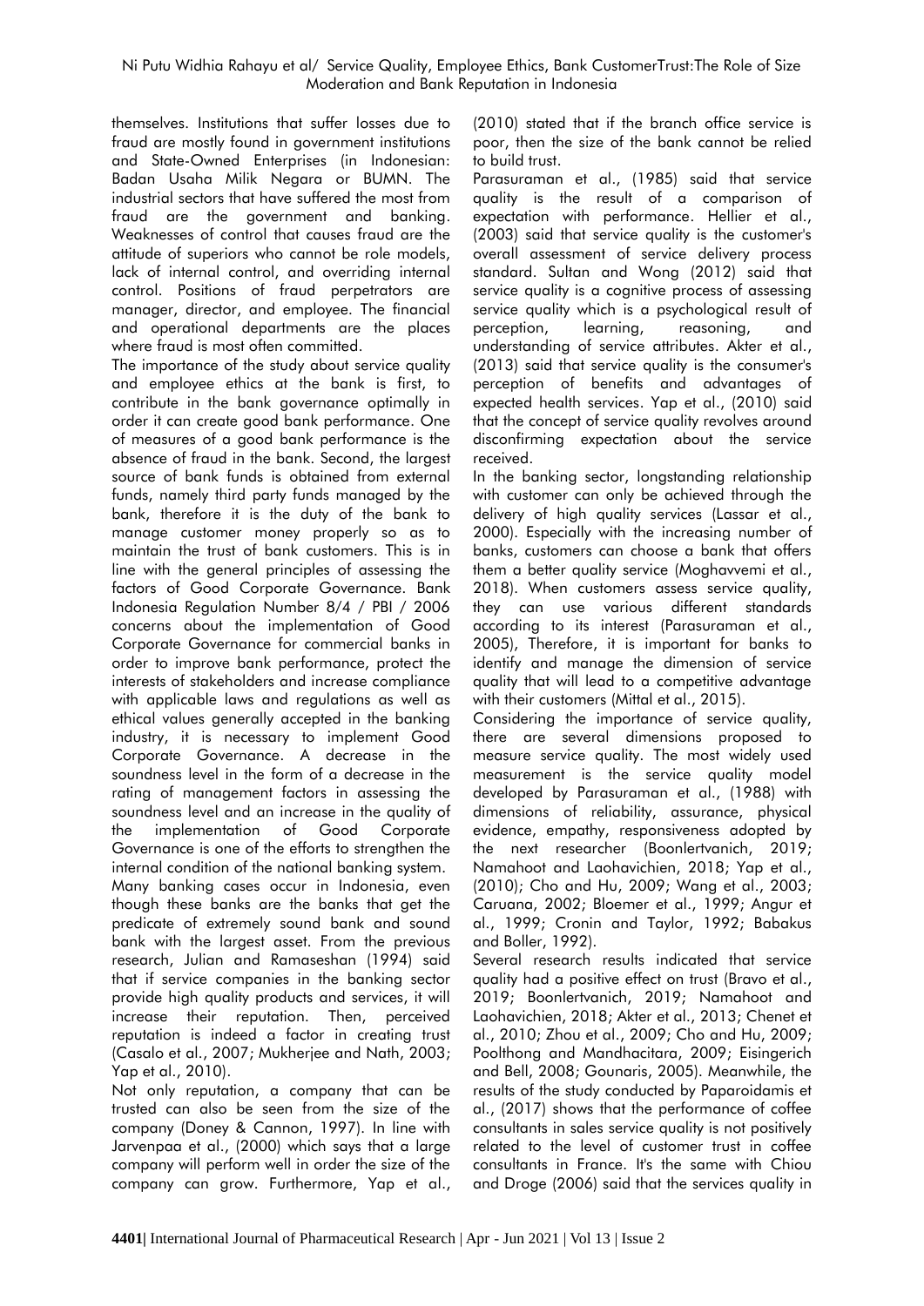themselves. Institutions that suffer losses due to fraud are mostly found in government institutions and State-Owned Enterprises (in Indonesian: Badan Usaha Milik Negara or BUMN. The industrial sectors that have suffered the most from fraud are the government and banking. Weaknesses of control that causes fraud are the attitude of superiors who cannot be role models, lack of internal control, and overriding internal control. Positions of fraud perpetrators are manager, director, and employee. The financial and operational departments are the places where fraud is most often committed.

The importance of the study about service quality and employee ethics at the bank is first, to contribute in the bank governance optimally in order it can create good bank performance. One of measures of a good bank performance is the absence of fraud in the bank. Second, the largest source of bank funds is obtained from external funds, namely third party funds managed by the bank, therefore it is the duty of the bank to manage customer money properly so as to maintain the trust of bank customers. This is in line with the general principles of assessing the factors of Good Corporate Governance. Bank Indonesia Regulation Number 8/4 / PBI / 2006 concerns about the implementation of Good Corporate Governance for commercial banks in order to improve bank performance, protect the interests of stakeholders and increase compliance with applicable laws and regulations as well as ethical values generally accepted in the banking industry, it is necessary to implement Good Corporate Governance. A decrease in the soundness level in the form of a decrease in the rating of management factors in assessing the soundness level and an increase in the quality of the implementation of Good Corporate Governance is one of the efforts to strengthen the internal condition of the national banking system.

Many banking cases occur in Indonesia, even though these banks are the banks that get the predicate of extremely sound bank and sound bank with the largest asset. From the previous research, Julian and Ramaseshan (1994) said that if service companies in the banking sector provide high quality products and services, it will increase their reputation. Then, perceived reputation is indeed a factor in creating trust (Casalo et al., 2007; Mukherjee and Nath, 2003; Yap et al., 2010).

Not only reputation, a company that can be trusted can also be seen from the size of the company (Doney & Cannon, 1997). In line with Jarvenpaa et al., (2000) which says that a large company will perform well in order the size of the company can grow. Furthermore, Yap et al., (2010) stated that if the branch office service is poor, then the size of the bank cannot be relied to build trust.

Parasuraman et al., (1985) said that service quality is the result of a comparison of expectation with performance. Hellier et al., (2003) said that service quality is the customer's overall assessment of service delivery process standard. Sultan and Wong (2012) said that service quality is a cognitive process of assessing service quality which is a psychological result of perception, learning, reasoning, and understanding of service attributes. Akter et al., (2013) said that service quality is the consumer's perception of benefits and advantages of expected health services. Yap et al., (2010) said that the concept of service quality revolves around disconfirming expectation about the service received.

In the banking sector, longstanding relationship with customer can only be achieved through the delivery of high quality services (Lassar et al., 2000). Especially with the increasing number of banks, customers can choose a bank that offers them a better quality service (Moghavvemi et al., 2018). When customers assess service quality, they can use various different standards according to its interest (Parasuraman et al., 2005), Therefore, it is important for banks to identify and manage the dimension of service quality that will lead to a competitive advantage with their customers (Mittal et al., 2015).

Considering the importance of service quality, there are several dimensions proposed to measure service quality. The most widely used measurement is the service quality model developed by Parasuraman et al., (1988) with dimensions of reliability, assurance, physical evidence, empathy, responsiveness adopted by the next researcher (Boonlertvanich, 2019; Namahoot and Laohavichien, 2018; Yap et al., (2010); Cho and Hu, 2009; Wang et al., 2003; Caruana, 2002; Bloemer et al., 1999; Angur et al., 1999; Cronin and Taylor, 1992; Babakus and Boller, 1992).

Several research results indicated that service quality had a positive effect on trust (Bravo et al., 2019; Boonlertvanich, 2019; Namahoot and Laohavichien, 2018; Akter et al., 2013; Chenet et al., 2010; Zhou et al., 2009; Cho and Hu, 2009; Poolthong and Mandhacitara, 2009; Eisingerich and Bell, 2008; Gounaris, 2005). Meanwhile, the results of the study conducted by Paparoidamis et al., (2017) shows that the performance of coffee consultants in sales service quality is not positively related to the level of customer trust in coffee consultants in France. It's the same with Chiou and Droge (2006) said that the services quality in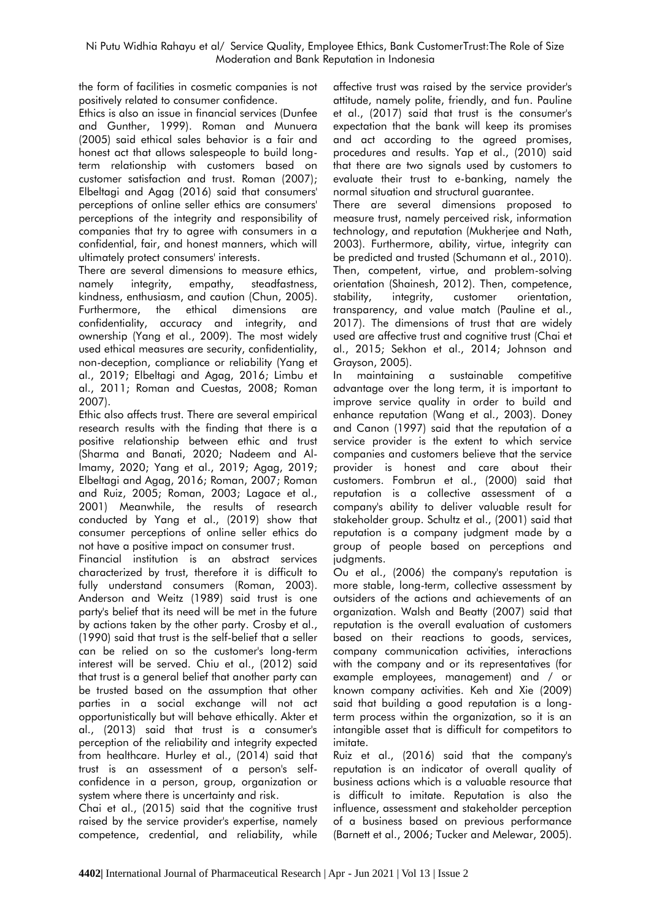the form of facilities in cosmetic companies is not positively related to consumer confidence.

Ethics is also an issue in financial services (Dunfee and Gunther, 1999). Roman and Munuera (2005) said ethical sales behavior is a fair and honest act that allows salespeople to build long-term relationship with customers based on customer satisfaction and trust. Roman (2007); Elbeltagi and Agag (2016) said that consumers' perceptions of online seller ethics are consumers' perceptions of the integrity and responsibility of companies that try to agree with consumers in a confidential, fair, and honest manners, which will ultimately protect consumers' interests.

There are several dimensions to measure ethics, namely integrity, empathy, steadfastness, kindness, enthusiasm, and caution (Chun, 2005). Furthermore, the ethical dimensions are confidentiality, accuracy and integrity, and ownership (Yang et al., 2009). The most widely used ethical measures are security, confidentiality, non-deception, compliance or reliability (Yang et al., 2019; Elbeltagi and Agag, 2016; Limbu et al., 2011; Roman and Cuestas, 2008; Roman 2007).

Ethic also affects trust. There are several empirical research results with the finding that there is a positive relationship between ethic and trust (Sharma and Banati, 2020; Nadeem and Al-Imamy, 2020; Yang et al., 2019; Agag, 2019; Elbeltagi and Agag, 2016; Roman, 2007; Roman and Ruiz, 2005; Roman, 2003; Lagace et al., 2001) Meanwhile, the results of research conducted by Yang et al., (2019) show that consumer perceptions of online seller ethics do not have a positive impact on consumer trust.

Financial institution is an abstract services characterized by trust, therefore it is difficult to fully understand consumers (Roman, 2003). Anderson and Weitz (1989) said trust is one party's belief that its need will be met in the future by actions taken by the other party. Crosby et al., (1990) said that trust is the self-belief that a seller can be relied on so the customer's long-term interest will be served. Chiu et al., (2012) said that trust is a general belief that another party can be trusted based on the assumption that other parties in a social exchange will not act opportunistically but will behave ethically. Akter et al., (2013) said that trust is a consumer's perception of the reliability and integrity expected from healthcare. Hurley et al., (2014) said that trust is an assessment of a person's self-confidence in a person, group, organization or system where there is uncertainty and risk.

Chai et al., (2015) said that the cognitive trust raised by the service provider's expertise, namely competence, credential, and reliability, while affective trust was raised by the service provider's attitude, namely polite, friendly, and fun. Pauline et al., (2017) said that trust is the consumer's expectation that the bank will keep its promises and act according to the agreed promises, procedures and results. Yap et al., (2010) said that there are two signals used by customers to evaluate their trust to e-banking, namely the normal situation and structural guarantee.

There are several dimensions proposed to measure trust, namely perceived risk, information technology, and reputation (Mukherjee and Nath, 2003). Furthermore, ability, virtue, integrity can be predicted and trusted (Schumann et al., 2010). Then, competent, virtue, and problem-solving orientation (Shainesh, 2012). Then, competence, stability, integrity, customer orientation, transparency, and value match (Pauline et al., 2017). The dimensions of trust that are widely used are affective trust and cognitive trust (Chai et al., 2015; Sekhon et al., 2014; Johnson and Grayson, 2005).

In maintaining a sustainable competitive advantage over the long term, it is important to improve service quality in order to build and enhance reputation (Wang et al., 2003). Doney and Canon (1997) said that the reputation of a service provider is the extent to which service companies and customers believe that the service provider is honest and care about their customers. Fombrun et al., (2000) said that reputation is a collective assessment of a company's ability to deliver valuable result for stakeholder group. Schultz et al., (2001) said that reputation is a company judgment made by a group of people based on perceptions and judgments.

Ou et al., (2006) the company's reputation is more stable, long-term, collective assessment by outsiders of the actions and achievements of an organization. Walsh and Beatty (2007) said that reputation is the overall evaluation of customers based on their reactions to goods, services, company communication activities, interactions with the company and or its representatives (for example employees, management) and / or known company activities. Keh and Xie (2009) said that building a good reputation is a long-term process within the organization, so it is an intangible asset that is difficult for competitors to imitate.

Ruiz et al., (2016) said that the company's reputation is an indicator of overall quality of business actions which is a valuable resource that is difficult to imitate. Reputation is also the influence, assessment and stakeholder perception of a business based on previous performance (Barnett et al., 2006; Tucker and Melewar, 2005).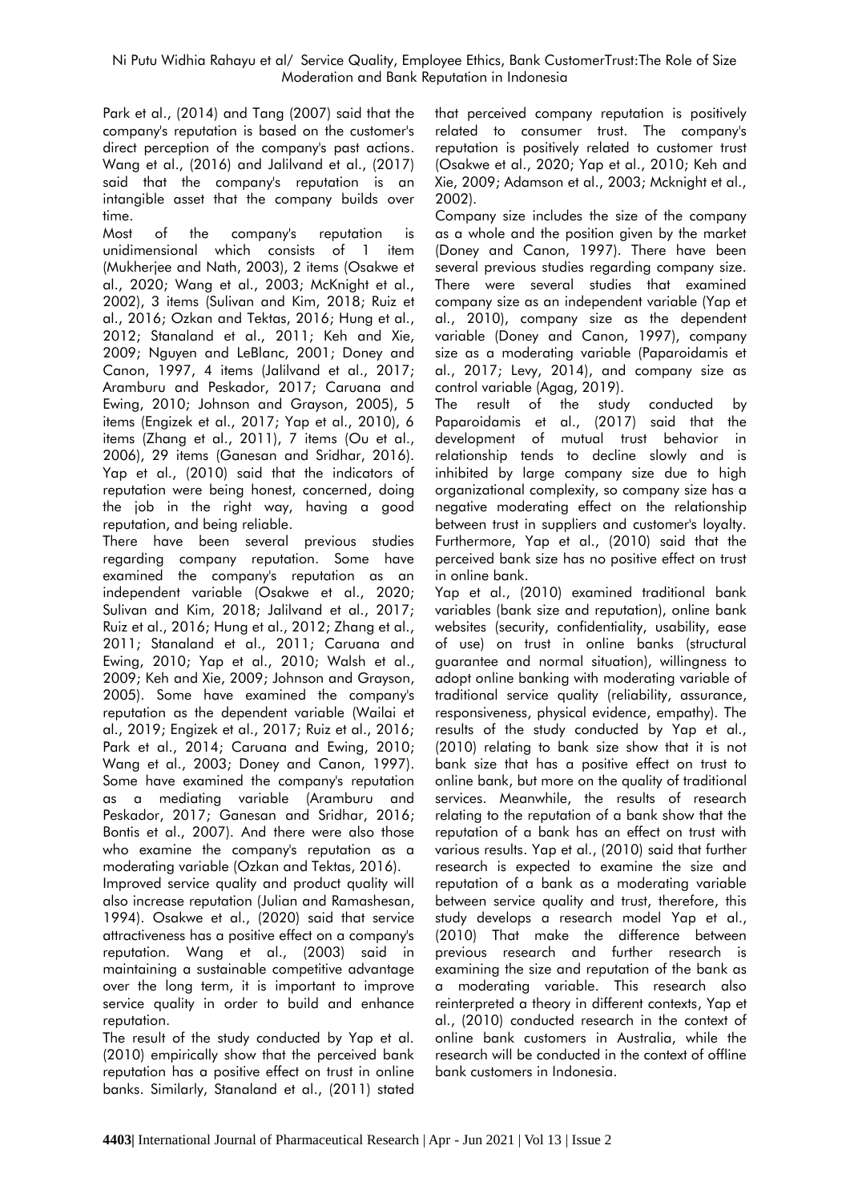Park et al., (2014) and Tang (2007) said that the company's reputation is based on the customer's direct perception of the company's past actions. Wang et al., (2016) and Jalilvand et al., (2017) said that the company's reputation is an intangible asset that the company builds over time.

Most of the company's reputation is unidimensional which consists of 1 item (Mukherjee and Nath, 2003), 2 items (Osakwe et al., 2020; Wang et al., 2003; McKnight et al., 2002), 3 items (Sulivan and Kim, 2018; Ruiz et al., 2016; Ozkan and Tektas, 2016; Hung et al., 2012; Stanaland et al., 2011; Keh and Xie, 2009; Nguyen and LeBlanc, 2001; Doney and Canon, 1997, 4 items (Jalilvand et al., 2017; Aramburu and Peskador, 2017; Caruana and Ewing, 2010; Johnson and Grayson, 2005), 5 items (Engizek et al., 2017; Yap et al., 2010), 6 items (Zhang et al., 2011), 7 items (Ou et al., 2006), 29 items (Ganesan and Sridhar, 2016). Yap et al., (2010) said that the indicators of reputation were being honest, concerned, doing the job in the right way, having a good reputation, and being reliable.

There have been several previous studies regarding company reputation. Some have examined the company's reputation as an independent variable (Osakwe et al., 2020; Sulivan and Kim, 2018; Jalilvand et al., 2017; Ruiz et al., 2016; Hung et al., 2012; Zhang et al., 2011; Stanaland et al., 2011; Caruana and Ewing, 2010; Yap et al., 2010; Walsh et al., 2009; Keh and Xie, 2009; Johnson and Grayson, 2005). Some have examined the company's reputation as the dependent variable (Wailai et al., 2019; Engizek et al., 2017; Ruiz et al., 2016; Park et al., 2014; Caruana and Ewing, 2010; Wang et al., 2003; Doney and Canon, 1997). Some have examined the company's reputation as a mediating variable (Aramburu and Peskador, 2017; Ganesan and Sridhar, 2016; Bontis et al., 2007). And there were also those who examine the company's reputation as a moderating variable (Ozkan and Tektas, 2016).

Improved service quality and product quality will also increase reputation (Julian and Ramashesan, 1994). Osakwe et al., (2020) said that service attractiveness has a positive effect on a company's reputation. Wang et al., (2003) said in maintaining a sustainable competitive advantage over the long term, it is important to improve service quality in order to build and enhance reputation.

The result of the study conducted by Yap et al. (2010) empirically show that the perceived bank reputation has a positive effect on trust in online banks. Similarly, Stanaland et al., (2011) stated that perceived company reputation is positively related to consumer trust. The company's reputation is positively related to customer trust (Osakwe et al., 2020; Yap et al., 2010; Keh and Xie, 2009; Adamson et al., 2003; Mcknight et al., 2002).

Company size includes the size of the company as a whole and the position given by the market (Doney and Canon, 1997). There have been several previous studies regarding company size. There were several studies that examined company size as an independent variable (Yap et al., 2010), company size as the dependent variable (Doney and Canon, 1997), company size as a moderating variable (Paparoidamis et al., 2017; Levy, 2014), and company size as control variable (Agag, 2019).

The result of the study conducted by Paparoidamis et al., (2017) said that the development of mutual trust behavior in relationship tends to decline slowly and is inhibited by large company size due to high organizational complexity, so company size has a negative moderating effect on the relationship between trust in suppliers and customer's loyalty. Furthermore, Yap et al., (2010) said that the perceived bank size has no positive effect on trust in online bank.

Yap et al., (2010) examined traditional bank variables (bank size and reputation), online bank websites (security, confidentiality, usability, ease of use) on trust in online banks (structural guarantee and normal situation), willingness to adopt online banking with moderating variable of traditional service quality (reliability, assurance, responsiveness, physical evidence, empathy). The results of the study conducted by Yap et al., (2010) relating to bank size show that it is not bank size that has a positive effect on trust to online bank, but more on the quality of traditional services. Meanwhile, the results of research relating to the reputation of a bank show that the reputation of a bank has an effect on trust with various results. Yap et al., (2010) said that further research is expected to examine the size and reputation of a bank as a moderating variable between service quality and trust, therefore, this study develops a research model Yap et al., (2010) That make the difference between previous research and further research is examining the size and reputation of the bank as a moderating variable. This research also reinterpreted a theory in different contexts, Yap et al., (2010) conducted research in the context of online bank customers in Australia, while the research will be conducted in the context of offline bank customers in Indonesia.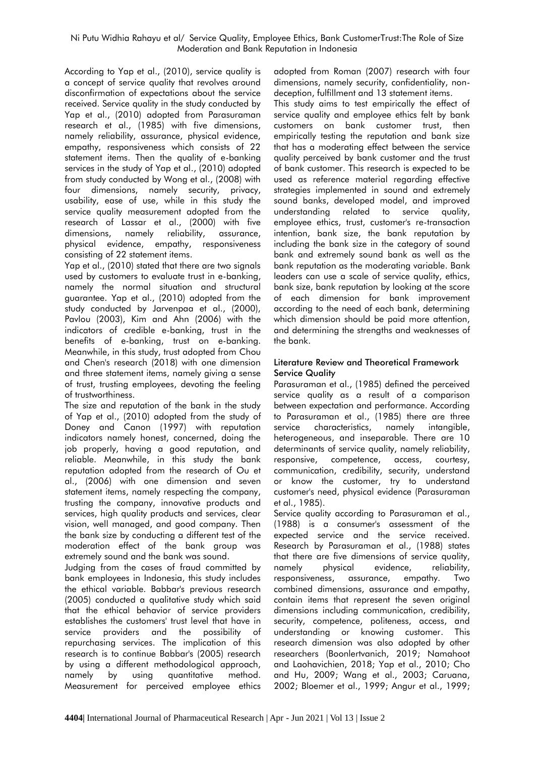According to Yap et al., (2010), service quality is a concept of service quality that revolves around disconfirmation of expectations about the service received. Service quality in the study conducted by Yap et al., (2010) adopted from Parasuraman research et al., (1985) with five dimensions, namely reliability, assurance, physical evidence, empathy, responsiveness which consists of 22 statement items. Then the quality of e-banking services in the study of Yap et al., (2010) adopted from study conducted by Wong et al., (2008) with four dimensions, namely security, privacy, usability, ease of use, while in this study the service quality measurement adopted from the research of Lassar et al., (2000) with five dimensions, namely reliability, assurance, physical evidence, empathy, responsiveness consisting of 22 statement items.

Yap et al., (2010) stated that there are two signals used by customers to evaluate trust in e-banking, namely the normal situation and structural guarantee. Yap et al., (2010) adopted from the study conducted by Jarvenpaa et al., (2000), Pavlou (2003), Kim and Ahn (2006) with the indicators of credible e-banking, trust in the benefits of e-banking, trust on e-banking. Meanwhile, in this study, trust adopted from Chou and Chen's research (2018) with one dimension and three statement items, namely giving a sense of trust, trusting employees, devoting the feeling of trustworthiness.

The size and reputation of the bank in the study of Yap et al., (2010) adopted from the study of Doney and Canon (1997) with reputation indicators namely honest, concerned, doing the job properly, having a good reputation, and reliable. Meanwhile, in this study the bank reputation adopted from the research of Ou et al., (2006) with one dimension and seven statement items, namely respecting the company, trusting the company, innovative products and services, high quality products and services, clear vision, well managed, and good company. Then the bank size by conducting a different test of the moderation effect of the bank group was extremely sound and the bank was sound.

Judging from the cases of fraud committed by bank employees in Indonesia, this study includes the ethical variable. Babbar's previous research (2005) conducted a qualitative study which said that the ethical behavior of service providers establishes the customers' trust level that have in service providers and the possibility of repurchasing services. The implication of this research is to continue Babbar's (2005) research by using a different methodological approach, namely by using quantitative method. Measurement for perceived employee ethics adopted from Roman (2007) research with four dimensions, namely security, confidentiality, non-deception, fulfillment and 13 statement items.

This study aims to test empirically the effect of service quality and employee ethics felt by bank customers on bank customer trust, then empirically testing the reputation and bank size that has a moderating effect between the service quality perceived by bank customer and the trust of bank customer. This research is expected to be used as reference material regarding effective strategies implemented in sound and extremely sound banks, developed model, and improved understanding related to service quality, employee ethics, trust, customer's re-transaction intention, bank size, the bank reputation by including the bank size in the category of sound bank and extremely sound bank as well as the bank reputation as the moderating variable. Bank leaders can use a scale of service quality, ethics, bank size, bank reputation by looking at the score of each dimension for bank improvement according to the need of each bank, determining which dimension should be paid more attention, and determining the strengths and weaknesses of the bank.

## Literature Review and Theoretical Framework

### Service Quality

Parasuraman et al., (1985) defined the perceived service quality as a result of a comparison between expectation and performance. According to Parasuraman et al., (1985) there are three service characteristics, namely intangible, heterogeneous, and inseparable. There are 10 determinants of service quality, namely reliability, responsive, competence, access, courtesy, communication, credibility, security, understand or know the customer, try to understand customer's need, physical evidence (Parasuraman et al., 1985).

Service quality according to Parasuraman et al., (1988) is a consumer's assessment of the expected service and the service received. Research by Parasuraman et al., (1988) states that there are five dimensions of service quality, namely physical evidence, reliability, responsiveness, assurance, empathy. Two combined dimensions, assurance and empathy, contain items that represent the seven original dimensions including communication, credibility, security, competence, politeness, access, and understanding or knowing customer. This research dimension was also adopted by other researchers (Boonlertvanich, 2019; Namahoot and Laohavichien, 2018; Yap et al., 2010; Cho and Hu, 2009; Wang et al., 2003; Caruana, 2002; Bloemer et al., 1999; Angur et al., 1999;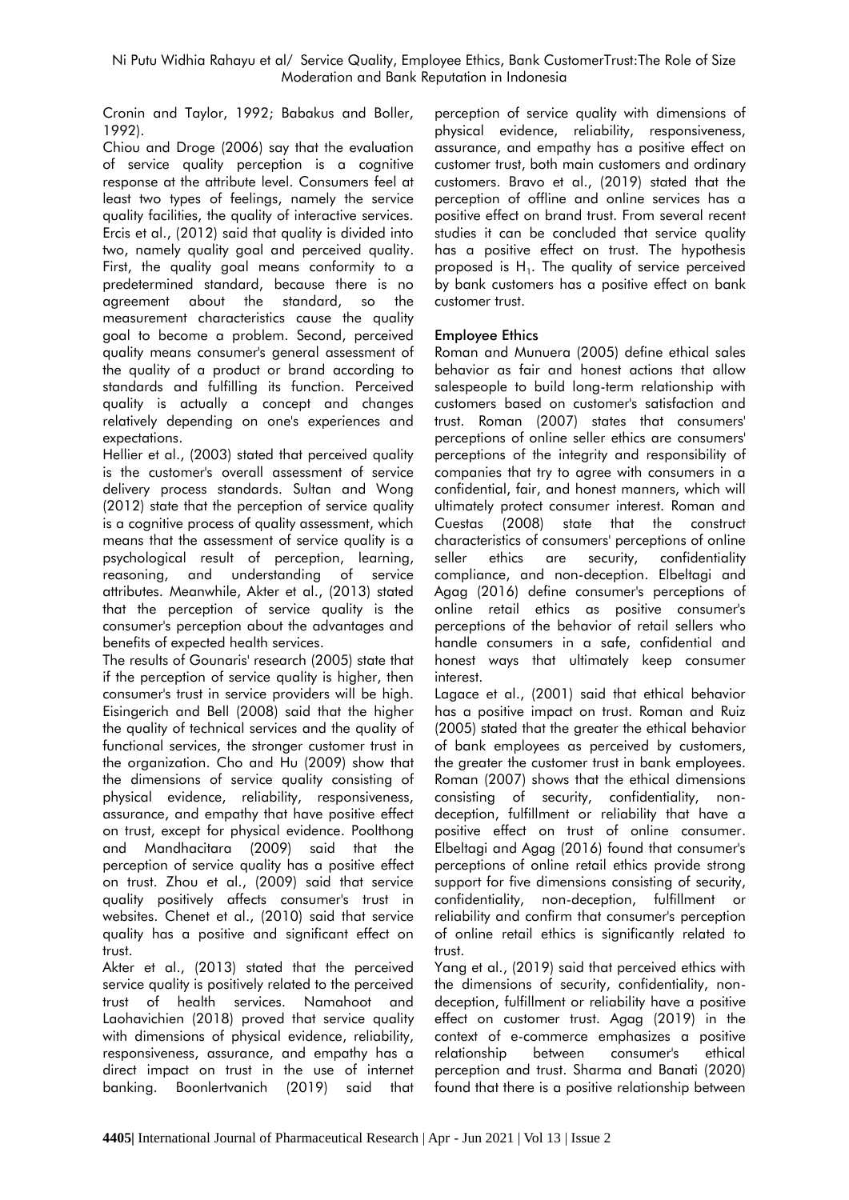Cronin and Taylor, 1992; Babakus and Boller, 1992).

Chiou and Droge (2006) say that the evaluation of service quality perception is a cognitive response at the attribute level. Consumers feel at least two types of feelings, namely the service quality facilities, the quality of interactive services. Ercis et al., (2012) said that quality is divided into two, namely quality goal and perceived quality. First, the quality goal means conformity to a predetermined standard, because there is no agreement about the standard, so the measurement characteristics cause the quality goal to become a problem. Second, perceived quality means consumer's general assessment of the quality of a product or brand according to standards and fulfilling its function. Perceived quality is actually a concept and changes relatively depending on one's experiences and expectations.

Hellier et al., (2003) stated that perceived quality is the customer's overall assessment of service delivery process standards. Sultan and Wong (2012) state that the perception of service quality is a cognitive process of quality assessment, which means that the assessment of service quality is a psychological result of perception, learning, reasoning, and understanding of service attributes. Meanwhile, Akter et al., (2013) stated that the perception of service quality is the consumer's perception about the advantages and benefits of expected health services.

The results of Gounaris' research (2005) state that if the perception of service quality is higher, then consumer's trust in service providers will be high. Eisingerich and Bell (2008) said that the higher the quality of technical services and the quality of functional services, the stronger customer trust in the organization. Cho and Hu (2009) show that the dimensions of service quality consisting of physical evidence, reliability, responsiveness, assurance, and empathy that have positive effect on trust, except for physical evidence. Poolthong and Mandhacitara (2009) said that the perception of service quality has a positive effect on trust. Zhou et al., (2009) said that service quality positively affects consumer's trust in websites. Chenet et al., (2010) said that service quality has a positive and significant effect on trust.

Akter et al., (2013) stated that the perceived service quality is positively related to the perceived trust of health services. Namahoot and Laohavichien (2018) proved that service quality with dimensions of physical evidence, reliability, responsiveness, assurance, and empathy has a direct impact on trust in the use of internet banking. Boonlertvanich (2019) said that perception of service quality with dimensions of physical evidence, reliability, responsiveness, assurance, and empathy has a positive effect on customer trust, both main customers and ordinary customers. Bravo et al., (2019) stated that the perception of offline and online services has a positive effect on brand trust. From several recent studies it can be concluded that service quality has a positive effect on trust. The hypothesis proposed is $H_1$. The quality of service perceived by bank customers has a positive effect on bank customer trust.

### Employee Ethics

Roman and Munuera (2005) define ethical sales behavior as fair and honest actions that allow salespeople to build long-term relationship with customers based on customer's satisfaction and trust. Roman (2007) states that consumers' perceptions of online seller ethics are consumers' perceptions of the integrity and responsibility of companies that try to agree with consumers in a confidential, fair, and honest manners, which will ultimately protect consumer interest. Roman and Cuestas (2008) state that the construct characteristics of consumers' perceptions of online seller ethics are security, confidentiality compliance, and non-deception. Elbeltagi and Agag (2016) define consumer's perceptions of online retail ethics as positive consumer's perceptions of the behavior of retail sellers who handle consumers in a safe, confidential and honest ways that ultimately keep consumer interest.

Lagace et al., (2001) said that ethical behavior has a positive impact on trust. Roman and Ruiz (2005) stated that the greater the ethical behavior of bank employees as perceived by customers, the greater the customer trust in bank employees. Roman (2007) shows that the ethical dimensions consisting of security, confidentiality, non-deception, fulfillment or reliability that have a positive effect on trust of online consumer. Elbeltagi and Agag (2016) found that consumer's perceptions of online retail ethics provide strong support for five dimensions consisting of security, confidentiality, non-deception, fulfillment or reliability and confirm that consumer's perception of online retail ethics is significantly related to trust.

Yang et al., (2019) said that perceived ethics with the dimensions of security, confidentiality, non-deception, fulfillment or reliability have a positive effect on customer trust. Agag (2019) in the context of e-commerce emphasizes a positive relationship between consumer's ethical perception and trust. Sharma and Banati (2020) found that there is a positive relationship between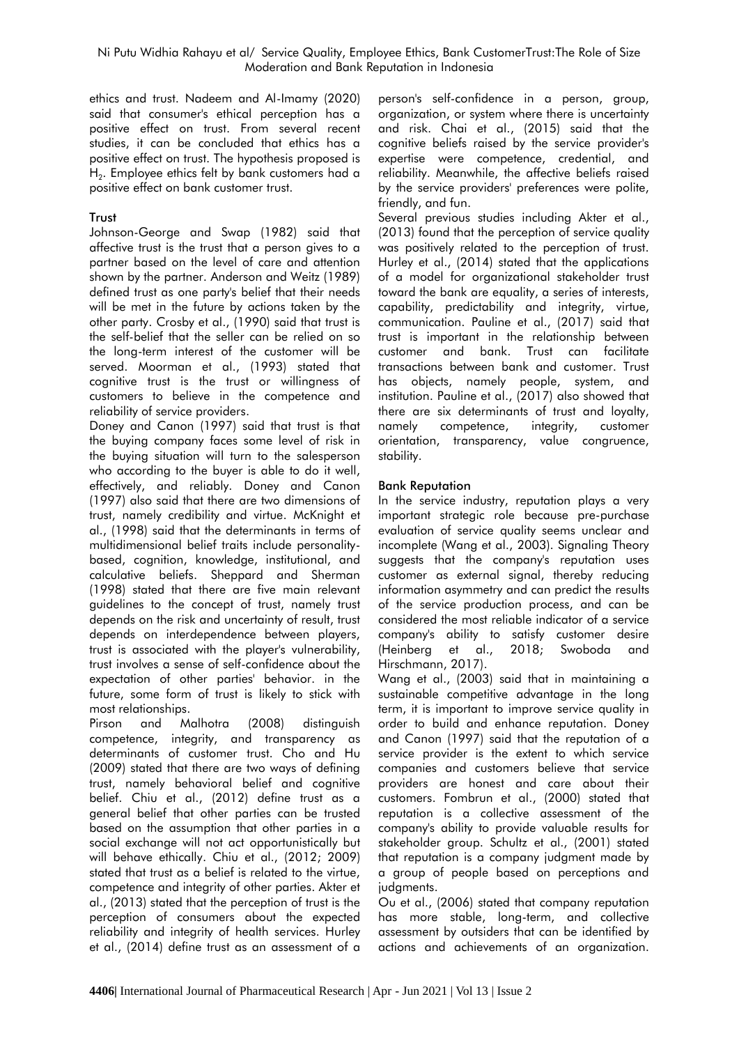ethics and trust. Nadeem and Al-Imamy (2020) said that consumer's ethical perception has a positive effect on trust. From several recent studies, it can be concluded that ethics has a positive effect on trust. The hypothesis proposed is $H_2$. Employee ethics felt by bank customers had a positive effect on bank customer trust.

### Trust

Johnson-George and Swap (1982) said that affective trust is the trust that a person gives to a partner based on the level of care and attention shown by the partner. Anderson and Weitz (1989) defined trust as one party's belief that their needs will be met in the future by actions taken by the other party. Crosby et al., (1990) said that trust is the self-belief that the seller can be relied on so the long-term interest of the customer will be served. Moorman et al., (1993) stated that cognitive trust is the trust or willingness of customers to believe in the competence and reliability of service providers.

Doney and Canon (1997) said that trust is that the buying company faces some level of risk in the buying situation will turn to the salesperson who according to the buyer is able to do it well, effectively, and reliably. Doney and Canon (1997) also said that there are two dimensions of trust, namely credibility and virtue. McKnight et al., (1998) said that the determinants in terms of multidimensional belief traits include personality-based, cognition, knowledge, institutional, and calculative beliefs. Sheppard and Sherman (1998) stated that there are five main relevant guidelines to the concept of trust, namely trust depends on the risk and uncertainty of result, trust depends on interdependence between players, trust is associated with the player's vulnerability, trust involves a sense of self-confidence about the expectation of other parties' behavior. in the future, some form of trust is likely to stick with most relationships.

Pirson and Malhotra (2008) distinguish competence, integrity, and transparency as determinants of customer trust. Cho and Hu (2009) stated that there are two ways of defining trust, namely behavioral belief and cognitive belief. Chiu et al., (2012) define trust as a general belief that other parties can be trusted based on the assumption that other parties in a social exchange will not act opportunistically but will behave ethically. Chiu et al., (2012; 2009) stated that trust as a belief is related to the virtue, competence and integrity of other parties. Akter et al., (2013) stated that the perception of trust is the perception of consumers about the expected reliability and integrity of health services. Hurley et al., (2014) define trust as an assessment of a person's self-confidence in a person, group, organization, or system where there is uncertainty and risk. Chai et al., (2015) said that the cognitive beliefs raised by the service provider's expertise were competence, credential, and reliability. Meanwhile, the affective beliefs raised by the service providers' preferences were polite, friendly, and fun.

Several previous studies including Akter et al., (2013) found that the perception of service quality was positively related to the perception of trust. Hurley et al., (2014) stated that the applications of a model for organizational stakeholder trust toward the bank are equality, a series of interests, capability, predictability and integrity, virtue, communication. Pauline et al., (2017) said that trust is important in the relationship between customer and bank. Trust can facilitate transactions between bank and customer. Trust has objects, namely people, system, and institution. Pauline et al., (2017) also showed that there are six determinants of trust and loyalty, namely competence, integrity, customer orientation, transparency, value congruence, stability.

### Bank Reputation

In the service industry, reputation plays a very important strategic role because pre-purchase evaluation of service quality seems unclear and incomplete (Wang et al., 2003). Signaling Theory suggests that the company's reputation uses customer as external signal, thereby reducing information asymmetry and can predict the results of the service production process, and can be considered the most reliable indicator of a service company's ability to satisfy customer desire (Heinberg et al., 2018; Swoboda and Hirschmann, 2017).

Wang et al., (2003) said that in maintaining a sustainable competitive advantage in the long term, it is important to improve service quality in order to build and enhance reputation. Doney and Canon (1997) said that the reputation of a service provider is the extent to which service companies and customers believe that service providers are honest and care about their customers. Fombrun et al., (2000) stated that reputation is a collective assessment of the company's ability to provide valuable results for stakeholder group. Schultz et al., (2001) stated that reputation is a company judgment made by a group of people based on perceptions and judgments.

Ou et al., (2006) stated that company reputation has more stable, long-term, and collective assessment by outsiders that can be identified by actions and achievements of an organization.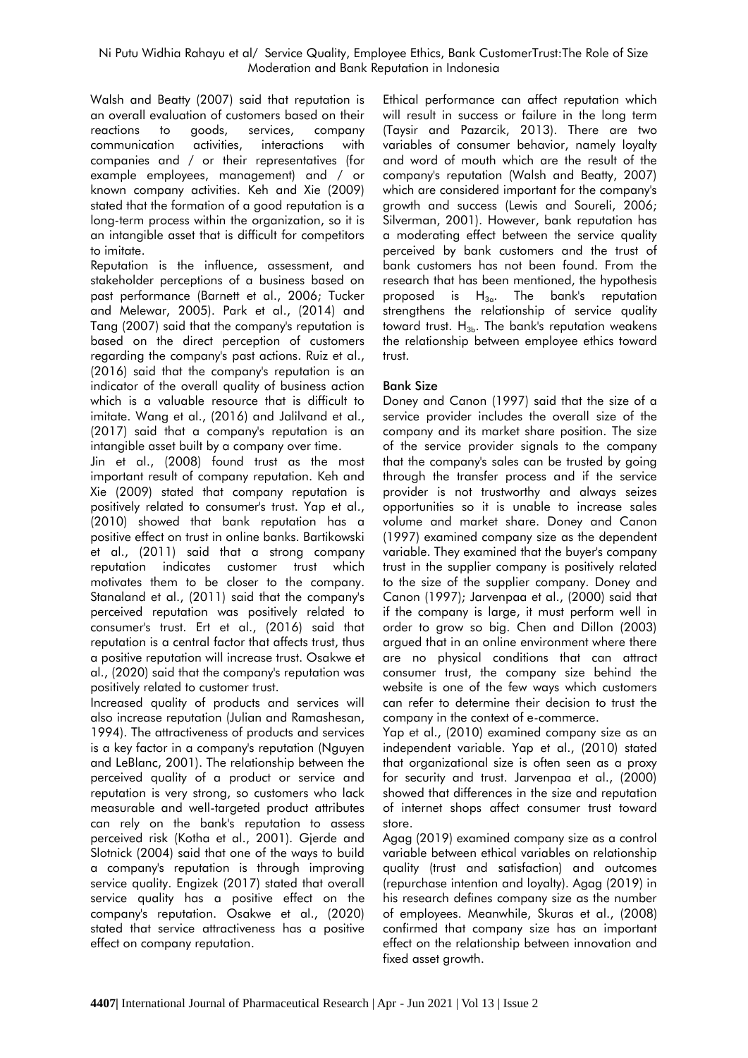Walsh and Beatty (2007) said that reputation is an overall evaluation of customers based on their reactions to goods, services, company communication activities, interactions with companies and / or their representatives (for example employees, management) and / or known company activities. Keh and Xie (2009) stated that the formation of a good reputation is a long-term process within the organization, so it is an intangible asset that is difficult for competitors to imitate.

Reputation is the influence, assessment, and stakeholder perceptions of a business based on past performance (Barnett et al., 2006; Tucker and Melewar, 2005). Park et al., (2014) and Tang (2007) said that the company's reputation is based on the direct perception of customers regarding the company's past actions. Ruiz et al., (2016) said that the company's reputation is an indicator of the overall quality of business action which is a valuable resource that is difficult to imitate. Wang et al., (2016) and Jalilvand et al., (2017) said that a company's reputation is an intangible asset built by a company over time.

Jin et al., (2008) found trust as the most important result of company reputation. Keh and Xie (2009) stated that company reputation is positively related to consumer's trust. Yap et al., (2010) showed that bank reputation has a positive effect on trust in online banks. Bartikowski et al., (2011) said that a strong company reputation indicates customer trust which motivates them to be closer to the company. Stanaland et al., (2011) said that the company's perceived reputation was positively related to consumer's trust. Ert et al., (2016) said that reputation is a central factor that affects trust, thus a positive reputation will increase trust. Osakwe et al., (2020) said that the company's reputation was positively related to customer trust.

Increased quality of products and services will also increase reputation (Julian and Ramashesan, 1994). The attractiveness of products and services is a key factor in a company's reputation (Nguyen and LeBlanc, 2001). The relationship between the perceived quality of a product or service and reputation is very strong, so customers who lack measurable and well-targeted product attributes can rely on the bank's reputation to assess perceived risk (Kotha et al., 2001). Gjerde and Slotnick (2004) said that one of the ways to build a company's reputation is through improving service quality. Engizek (2017) stated that overall service quality has a positive effect on the company's reputation. Osakwe et al., (2020) stated that service attractiveness has a positive effect on company reputation.

Ethical performance can affect reputation which will result in success or failure in the long term (Taysir and Pazarcik, 2013). There are two variables of consumer behavior, namely loyalty and word of mouth which are the result of the company's reputation (Walsh and Beatty, 2007) which are considered important for the company's growth and success (Lewis and Soureli, 2006; Silverman, 2001). However, bank reputation has a moderating effect between the service quality perceived by bank customers and the trust of bank customers has not been found. From the research that has been mentioned, the hypothesis proposed is $H_{3a}$. The bank's reputation strengthens the relationship of service quality toward trust. $H_{3b}$. The bank's reputation weakens the relationship between employee ethics toward trust.

**Bank Size**

Doney and Canon (1997) said that the size of a service provider includes the overall size of the company and its market share position. The size of the service provider signals to the company that the company's sales can be trusted by going through the transfer process and if the service provider is not trustworthy and always seizes opportunities so it is unable to increase sales volume and market share. Doney and Canon (1997) examined company size as the dependent variable. They examined that the buyer's company trust in the supplier company is positively related to the size of the supplier company. Doney and Canon (1997); Jarvenpaa et al., (2000) said that if the company is large, it must perform well in order to grow so big. Chen and Dillon (2003) argued that in an online environment where there are no physical conditions that can attract consumer trust, the company size behind the website is one of the few ways which customers can refer to determine their decision to trust the company in the context of e-commerce.

Yap et al., (2010) examined company size as an independent variable. Yap et al., (2010) stated that organizational size is often seen as a proxy for security and trust. Jarvenpaa et al., (2000) showed that differences in the size and reputation of internet shops affect consumer trust toward store.

Agag (2019) examined company size as a control variable between ethical variables on relationship quality (trust and satisfaction) and outcomes (repurchase intention and loyalty). Agag (2019) in his research defines company size as the number of employees. Meanwhile, Skuras et al., (2008) confirmed that company size has an important effect on the relationship between innovation and fixed asset growth.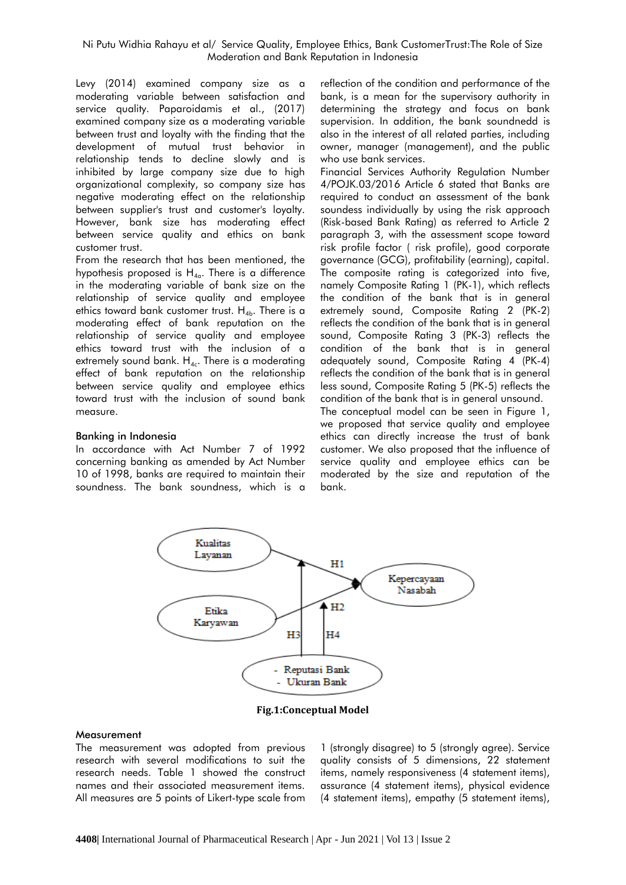Levy (2014) examined company size as a moderating variable between satisfaction and service quality. Paparoidamis et al., (2017) examined company size as a moderating variable between trust and loyalty with the finding that the development of mutual trust behavior in relationship tends to decline slowly and is inhibited by large company size due to high organizational complexity, so company size has negative moderating effect on the relationship between supplier's trust and customer's loyalty. However, bank size has moderating effect between service quality and ethics on bank customer trust.

From the research that has been mentioned, the hypothesis proposed is $H_{4a}$. There is a difference in the moderating variable of bank size on the relationship of service quality and employee ethics toward bank customer trust. $H_{4b}$. There is a moderating effect of bank reputation on the relationship of service quality and employee ethics toward trust with the inclusion of a extremely sound bank. $H_{4c}$. There is a moderating effect of bank reputation on the relationship between service quality and employee ethics toward trust with the inclusion of sound bank measure.

### Banking in Indonesia

In accordance with Act Number 7 of 1992 concerning banking as amended by Act Number 10 of 1998, banks are required to maintain their soundness. The bank soundness, which is a reflection of the condition and performance of the bank, is a mean for the supervisory authority in determining the strategy and focus on bank supervision. In addition, the bank soundnedd is also in the interest of all related parties, including owner, manager (management), and the public who use bank services.

Financial Services Authority Regulation Number 4/POJK.03/2016 Article 6 stated that Banks are required to conduct an assessment of the bank soundess individually by using the risk approach (Risk-based Bank Rating) as referred to Article 2 paragraph 3, with the assessment scope toward risk profile factor ( risk profile), good corporate governance (GCG), profitability (earning), capital. The composite rating is categorized into five, namely Composite Rating 1 (PK-1), which reflects the condition of the bank that is in general extremely sound, Composite Rating 2 (PK-2) reflects the condition of the bank that is in general sound, Composite Rating 3 (PK-3) reflects the condition of the bank that is in general adequately sound, Composite Rating 4 (PK-4) reflects the condition of the bank that is in general less sound, Composite Rating 5 (PK-5) reflects the condition of the bank that is in general unsound.

The conceptual model can be seen in Figure 1, we proposed that service quality and employee ethics can directly increase the trust of bank customer. We also proposed that the influence of service quality and employee ethics can be moderated by the size and reputation of the bank.

**Fig.1:Conceptual Model**

### Measurement

The measurement was adopted from previous research with several modifications to suit the research needs. Table 1 showed the construct names and their associated measurement items. All measures are 5 points of Likert-type scale from 1 (strongly disagree) to 5 (strongly agree). Service quality consists of 5 dimensions, 22 statement items, namely responsiveness (4 statement items), assurance (4 statement items), physical evidence (4 statement items), empathy (5 statement items),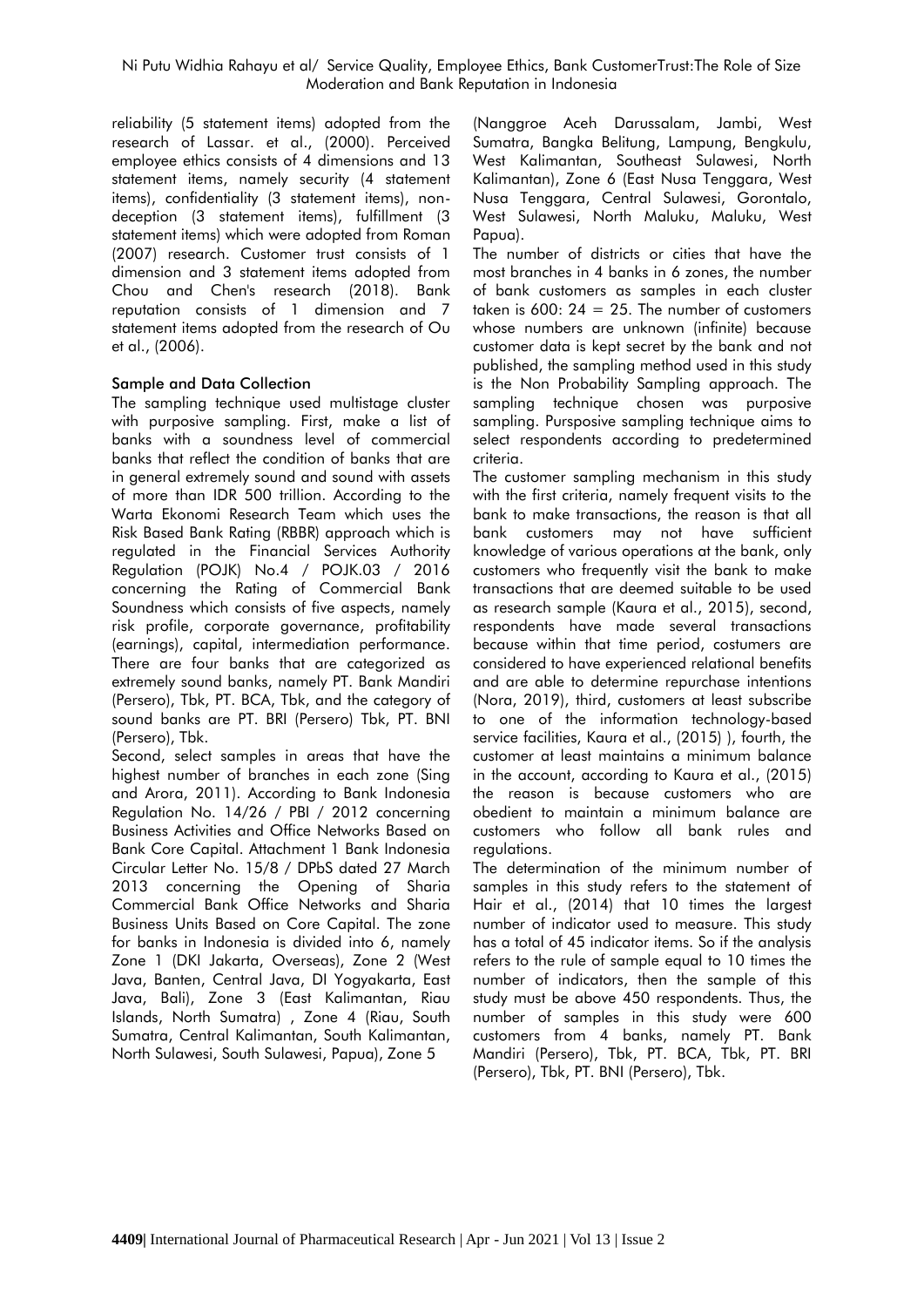reliability (5 statement items) adopted from the research of Lassar. et al., (2000). Perceived employee ethics consists of 4 dimensions and 13 statement items, namely security (4 statement items), confidentiality (3 statement items), non-deception (3 statement items), fulfillment (3 statement items) which were adopted from Roman (2007) research. Customer trust consists of 1 dimension and 3 statement items adopted from Chou and Chen's research (2018). Bank reputation consists of 1 dimension and 7 statement items adopted from the research of Ou et al., (2006).

### Sample and Data Collection

The sampling technique used multistage cluster with purposive sampling. First, make a list of banks with a soundness level of commercial banks that reflect the condition of banks that are in general extremely sound and sound with assets of more than IDR 500 trillion. According to the Warta Ekonomi Research Team which uses the Risk Based Bank Rating (RBBR) approach which is regulated in the Financial Services Authority Regulation (POJK) No.4 / POJK.03 / 2016 concerning the Rating of Commercial Bank Soundness which consists of five aspects, namely risk profile, corporate governance, profitability (earnings), capital, intermediation performance. There are four banks that are categorized as extremely sound banks, namely PT. Bank Mandiri (Persero), Tbk, PT. BCA, Tbk, and the category of sound banks are PT. BRI (Persero) Tbk, PT. BNI (Persero), Tbk.

Second, select samples in areas that have the highest number of branches in each zone (Sing and Arora, 2011). According to Bank Indonesia Regulation No. 14/26 / PBI / 2012 concerning Business Activities and Office Networks Based on Bank Core Capital. Attachment 1 Bank Indonesia Circular Letter No. 15/8 / DPbS dated 27 March 2013 concerning the Opening of Sharia Commercial Bank Office Networks and Sharia Business Units Based on Core Capital. The zone for banks in Indonesia is divided into 6, namely Zone 1 (DKI Jakarta, Overseas), Zone 2 (West Java, Banten, Central Java, DI Yogyakarta, East Java, Bali), Zone 3 (East Kalimantan, Riau Islands, North Sumatra) , Zone 4 (Riau, South Sumatra, Central Kalimantan, South Kalimantan, North Sulawesi, South Sulawesi, Papua), Zone 5 (Nanggroe Aceh Darussalam, Jambi, West Sumatra, Bangka Belitung, Lampung, Bengkulu, West Kalimantan, Southeast Sulawesi, North Kalimantan), Zone 6 (East Nusa Tenggara, West Nusa Tenggara, Central Sulawesi, Gorontalo, West Sulawesi, North Maluku, Maluku, West Papua).

The number of districts or cities that have the most branches in 4 banks in 6 zones, the number of bank customers as samples in each cluster taken is 600: 24 = 25. The number of customers whose numbers are unknown (infinite) because customer data is kept secret by the bank and not published, the sampling method used in this study is the Non Probability Sampling approach. The sampling technique chosen was purposive sampling. Pursposive sampling technique aims to select respondents according to predetermined criteria.

The customer sampling mechanism in this study with the first criteria, namely frequent visits to the bank to make transactions, the reason is that all bank customers may not have sufficient knowledge of various operations at the bank, only customers who frequently visit the bank to make transactions that are deemed suitable to be used as research sample (Kaura et al., 2015), second, respondents have made several transactions because within that time period, costumers are considered to have experienced relational benefits and are able to determine repurchase intentions (Nora, 2019), third, customers at least subscribe to one of the information technology-based service facilities, Kaura et al., (2015) ), fourth, the customer at least maintains a minimum balance in the account, according to Kaura et al., (2015) the reason is because customers who are obedient to maintain a minimum balance are customers who follow all bank rules and regulations.

The determination of the minimum number of samples in this study refers to the statement of Hair et al., (2014) that 10 times the largest number of indicator used to measure. This study has a total of 45 indicator items. So if the analysis refers to the rule of sample equal to 10 times the number of indicators, then the sample of this study must be above 450 respondents. Thus, the number of samples in this study were 600 customers from 4 banks, namely PT. Bank Mandiri (Persero), Tbk, PT. BCA, Tbk, PT. BRI (Persero), Tbk, PT. BNI (Persero), Tbk.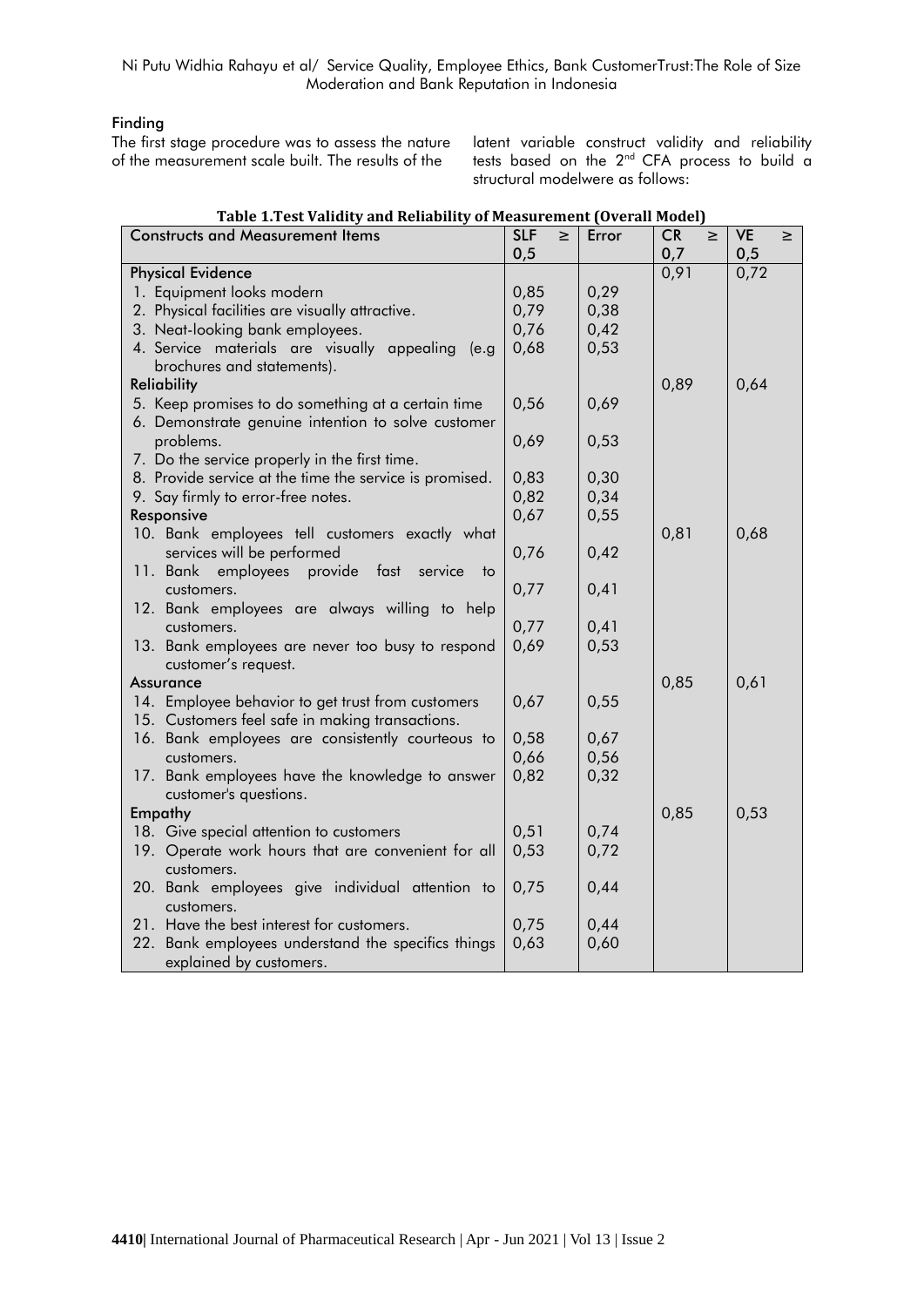### Finding

The first stage procedure was to assess the nature of the measurement scale built. The results of the latent variable construct validity and reliability tests based on the 2nd CFA process to build a structural modelwere as follows:

**Table 1.Test Validity and Reliability of Measurement (Overall Model)**

| Constructs and Measurement Items | SLF ≥ 0,5 | Error | CR ≥ 0,7 | VE ≥ 0,5 |
|---|---|---|---|---|
| **Physical Evidence** | | | 0,91 | 0,72 |
| 1. Equipment looks modern | 0,85 | 0,29 | | |
| 2. Physical facilities are visually attractive. | 0,79 | 0,38 | | |
| 3. Neat-looking bank employees. | 0,76 | 0,42 | | |
| 4. Service materials are visually appealing (e.g brochures and statements). | 0,68 | 0,53 | | |
| **Reliability** | | | 0,89 | 0,64 |
| 5. Keep promises to do something at a certain time | 0,56 | 0,69 | | |
| 6. Demonstrate genuine intention to solve customer problems. | 0,69 | 0,53 | | |
| 7. Do the service properly in the first time. | | | | |
| 8. Provide service at the time the service is promised. | 0,83 | 0,30 | | |
| 9. Say firmly to error-free notes. | 0,82 | 0,34 | | |
| **Responsive** | 0,67 | 0,55 | | |
| 10. Bank employees tell customers exactly what services will be performed | 0,76 | 0,42 | 0,81 | 0,68 |
| 11. Bank employees provide fast service to customers. | 0,77 | 0,41 | | |
| 12. Bank employees are always willing to help customers. | 0,77 | 0,41 | | |
| 13. Bank employees are never too busy to respond customer's request. | 0,69 | 0,53 | | |
| **Assurance** | | | 0,85 | 0,61 |
| 14. Employee behavior to get trust from customers | 0,67 | 0,55 | | |
| 15. Customers feel safe in making transactions. | | | | |
| 16. Bank employees are consistently courteous to | 0,58 | 0,67 | | |
| customers. | 0,66 | 0,56 | | |
| 17. Bank employees have the knowledge to answer customer's questions. | 0,82 | 0,32 | | |
| **Empathy** | | | 0,85 | 0,53 |
| 18. Give special attention to customers | 0,51 | 0,74 | | |
| 19. Operate work hours that are convenient for all customers. | 0,53 | 0,72 | | |
| 20. Bank employees give individual attention to customers. | 0,75 | 0,44 | | |
| 21. Have the best interest for customers. | 0,75 | 0,44 | | |
| 22. Bank employees understand the specifics things explained by customers. | 0,63 | 0,60 | | |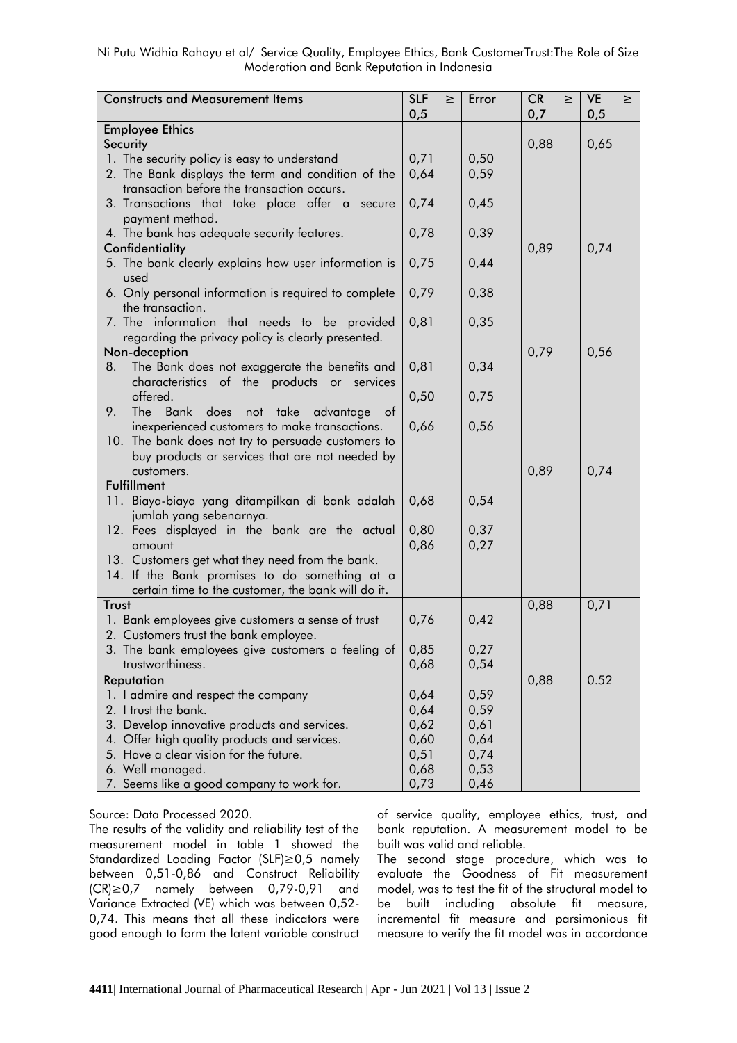| Constructs and Measurement Items | SLF ≥ 0,5 | Error | CR ≥ 0,7 | VE ≥ 0,5 |
|---|---|---|---|---|
| **Employee Ethics** | | | | |
| **Security** | | | 0,88 | 0,65 |
| 1. The security policy is easy to understand | 0,71 | 0,50 | | |
| 2. The Bank displays the term and condition of the transaction before the transaction occurs. | 0,64 | 0,59 | | |
| 3. Transactions that take place offer a secure payment method. | 0,74 | 0,45 | | |
| 4. The bank has adequate security features. | 0,78 | 0,39 | | |
| **Confidentiality** | | | 0,89 | 0,74 |
| 5. The bank clearly explains how user information is used | 0,75 | 0,44 | | |
| 6. Only personal information is required to complete the transaction. | 0,79 | 0,38 | | |
| 7. The information that needs to be provided regarding the privacy policy is clearly presented. | 0,81 | 0,35 | | |
| **Non-deception** | | | 0,79 | 0,56 |
| 8. The Bank does not exaggerate the benefits and characteristics of the products or services offered. | 0,81 | 0,34 | | |
| 9. The Bank does not take advantage of inexperienced customers to make transactions. | 0,50 | 0,75 | | |
| 10. The bank does not try to persuade customers to buy products or services that are not needed by customers. | 0,66 | 0,56 | | |
| **Fulfillment** | | | 0,89 | 0,74 |
| 11. Biaya-biaya yang ditampilkan di bank adalah jumlah yang sebenarnya. | 0,68 | 0,54 | | |
| 12. Fees displayed in the bank are the actual amount | 0,80 | 0,37 | | |
| 13. Customers get what they need from the bank. | 0,86 | 0,27 | | |
| 14. If the Bank promises to do something at a certain time to the customer, the bank will do it. | | | | |
| **Trust** | | | 0,88 | 0,71 |
| 1. Bank employees give customers a sense of trust | 0,76 | 0,42 | | |
| 2. Customers trust the bank employee. | 0,85 | 0,27 | | |
| 3. The bank employees give customers a feeling of trustworthiness. | 0,68 | 0,54 | | |
| **Reputation** | | | 0,88 | 0.52 |
| 1. I admire and respect the company | 0,64 | 0,59 | | |
| 2. I trust the bank. | 0,64 | 0,59 | | |
| 3. Develop innovative products and services. | 0,62 | 0,61 | | |
| 4. Offer high quality products and services. | 0,60 | 0,64 | | |
| 5. Have a clear vision for the future. | 0,51 | 0,74 | | |
| 6. Well managed. | 0,68 | 0,53 | | |
| 7. Seems like a good company to work for. | 0,73 | 0,46 | | |

Source: Data Processed 2020.

The results of the validity and reliability test of the measurement model in table 1 showed the Standardized Loading Factor (SLF)≥0,5 namely between 0,51-0,86 and Construct Reliability (CR)≥0,7 namely between 0,79-0,91 and Variance Extracted (VE) which was between 0,52-0,74. This means that all these indicators were good enough to form the latent variable construct of service quality, employee ethics, trust, and bank reputation. A measurement model to be built was valid and reliable.

The second stage procedure, which was to evaluate the Goodness of Fit measurement model, was to test the fit of the structural model to be built including absolute fit measure, incremental fit measure and parsimonious fit measure to verify the fit model was in accordance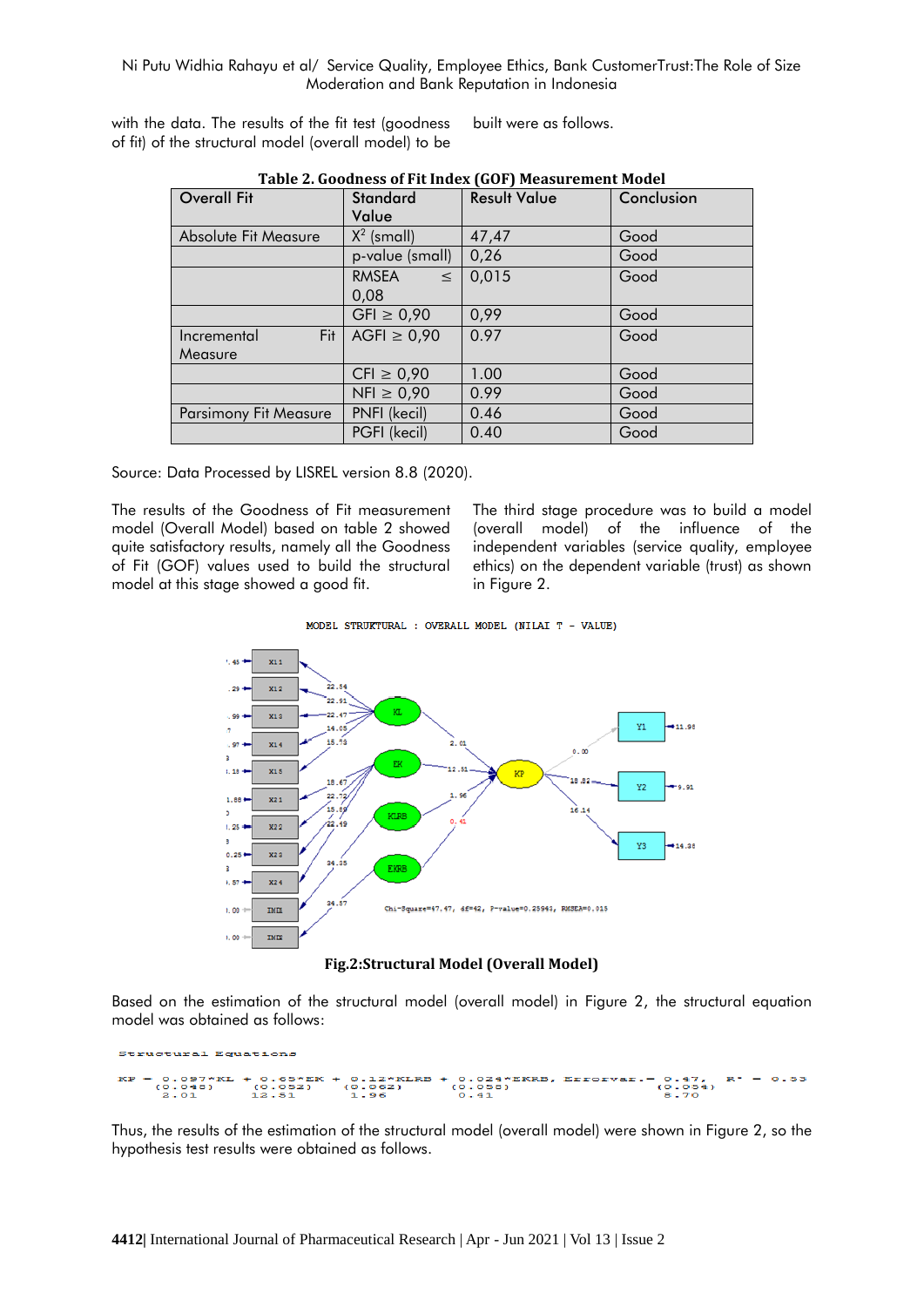with the data. The results of the fit test (goodness of fit) of the structural model (overall model) to be built were as follows.

**Table 2. Goodness of Fit Index (GOF) Measurement Model**

| Overall Fit | Standard Value | Result Value | Conclusion |
|---|---|---|---|
| Absolute Fit Measure | $X^2$ (small) | 47,47 | Good |
| | p-value (small) | 0,26 | Good |
| | RMSEA ≤ 0,08 | 0,015 | Good |
| | GFI ≥ 0,90 | 0,99 | Good |
| Incremental Fit Measure | AGFI ≥ 0,90 | 0.97 | Good |
| | CFI ≥ 0,90 | 1.00 | Good |
| | NFI ≥ 0,90 | 0.99 | Good |
| Parsimony Fit Measure | PNFI (kecil) | 0.46 | Good |
| | PGFI (kecil) | 0.40 | Good |

Source: Data Processed by LISREL version 8.8 (2020).

The results of the Goodness of Fit measurement model (Overall Model) based on table 2 showed quite satisfactory results, namely all the Goodness of Fit (GOF) values used to build the structural model at this stage showed a good fit.

The third stage procedure was to build a model (overall model) of the influence of the independent variables (service quality, employee ethics) on the dependent variable (trust) as shown in Figure 2.

**Fig.2:Structural Model (Overall Model)**

Based on the estimation of the structural model (overall model) in Figure 2, the structural equation model was obtained as follows:

```
Structural Equations

KP = 0.097*KL + 0.65*EK + 0.12*KLRB + 0.024*EKRB, Errorvar.= 0.47, R² = 0.53
     (0.048)     (0.052)    (0.062)     (0.058)              (0.054)
     2.01        12.51      1.96        0.41                 8.70
```

Thus, the results of the estimation of the structural model (overall model) were shown in Figure 2, so the hypothesis test results were obtained as follows.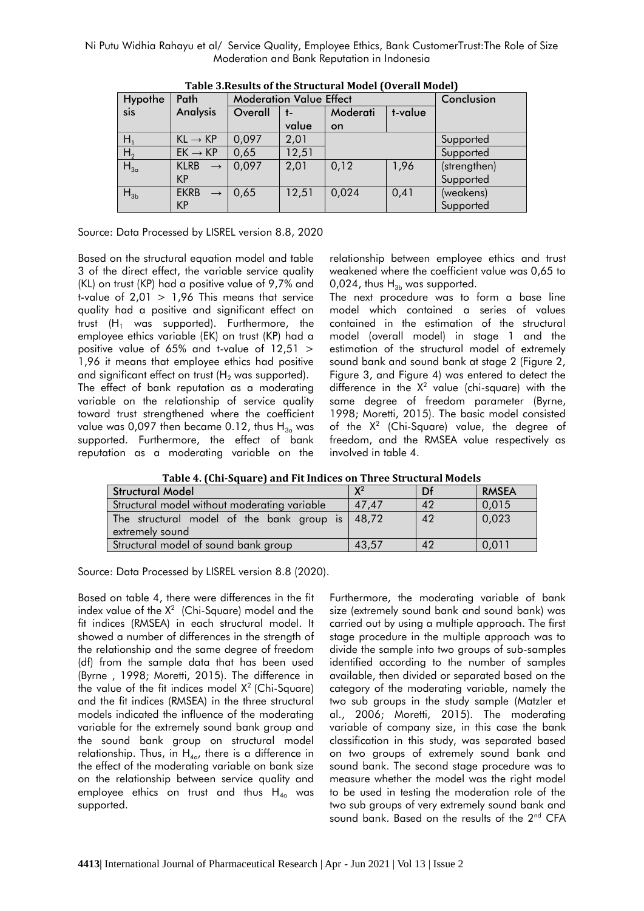**Table 3.Results of the Structural Model (Overall Model)**

| Hypothesis | Path Analysis | Moderation Value Effect | | | | Conclusion |
|---|---|---|---|---|---|---|
| | | Overall | t-value | Moderation | t-value | |
| $H_1$ | KL → KP | 0,097 | 2,01 | | | Supported |
| $H_2$ | EK → KP | 0,65 | 12,51 | | | Supported |
| $H_{3a}$ | KLRB → KP | 0,097 | 2,01 | 0,12 | 1,96 | (strengthen) Supported |
| $H_{3b}$ | EKRB → KP | 0,65 | 12,51 | 0,024 | 0,41 | (weakens) Supported |

Source: Data Processed by LISREL version 8.8, 2020

Based on the structural equation model and table 3 of the direct effect, the variable service quality (KL) on trust (KP) had a positive value of 9,7% and t-value of 2,01 > 1,96 This means that service quality had a positive and significant effect on trust ($H_1$ was supported). Furthermore, the employee ethics variable (EK) on trust (KP) had a positive value of 65% and t-value of 12,51 > 1,96 it means that employee ethics had positive and significant effect on trust ($H_2$ was supported).
The effect of bank reputation as a moderating variable on the relationship of service quality toward trust strengthened where the coefficient value was 0,097 then became 0.12, thus $H_{3a}$ was supported. Furthermore, the effect of bank reputation as a moderating variable on the relationship between employee ethics and trust weakened where the coefficient value was 0,65 to 0,024, thus $H_{3b}$ was supported.
The next procedure was to form a base line model which contained a series of values contained in the estimation of the structural model (overall model) in stage 1 and the estimation of the structural model of extremely sound bank and sound bank at stage 2 (Figure 2, Figure 3, and Figure 4) was entered to detect the difference in the $X^2$ value (chi-square) with the same degree of freedom parameter (Byrne, 1998; Moretti, 2015). The basic model consisted of the $X^2$ (Chi-Square) value, the degree of freedom, and the RMSEA value respectively as involved in table 4.

**Table 4. (Chi-Square) and Fit Indices on Three Structural Models**

| Structural Model | $X^2$ | Df | RMSEA |
|---|---|---|---|
| Structural model without moderating variable | 47,47 | 42 | 0,015 |
| The structural model of the bank group is extremely sound | 48,72 | 42 | 0,023 |
| Structural model of sound bank group | 43,57 | 42 | 0,011 |

Source: Data Processed by LISREL version 8.8 (2020).

Based on table 4, there were differences in the fit index value of the $X^2$ (Chi-Square) model and the fit indices (RMSEA) in each structural model. It showed a number of differences in the strength of the relationship and the same degree of freedom (df) from the sample data that has been used (Byrne , 1998; Moretti, 2015). The difference in the value of the fit indices model $X^2$ (Chi-Square) and the fit indices (RMSEA) in the three structural models indicated the influence of the moderating variable for the extremely sound bank group and the sound bank group on structural model relationship. Thus, in $H_{4a}$, there is a difference in the effect of the moderating variable on bank size on the relationship between service quality and employee ethics on trust and thus $H_{4a}$ was supported.

Furthermore, the moderating variable of bank size (extremely sound bank and sound bank) was carried out by using a multiple approach. The first stage procedure in the multiple approach was to divide the sample into two groups of sub-samples identified according to the number of samples available, then divided or separated based on the category of the moderating variable, namely the two sub groups in the study sample (Matzler et al., 2006; Moretti, 2015). The moderating variable of company size, in this case the bank classification in this study, was separated based on two groups of extremely sound bank and sound bank. The second stage procedure was to measure whether the model was the right model to be used in testing the moderation role of the two sub groups of very extremely sound bank and sound bank. Based on the results of the 2[nd] CFA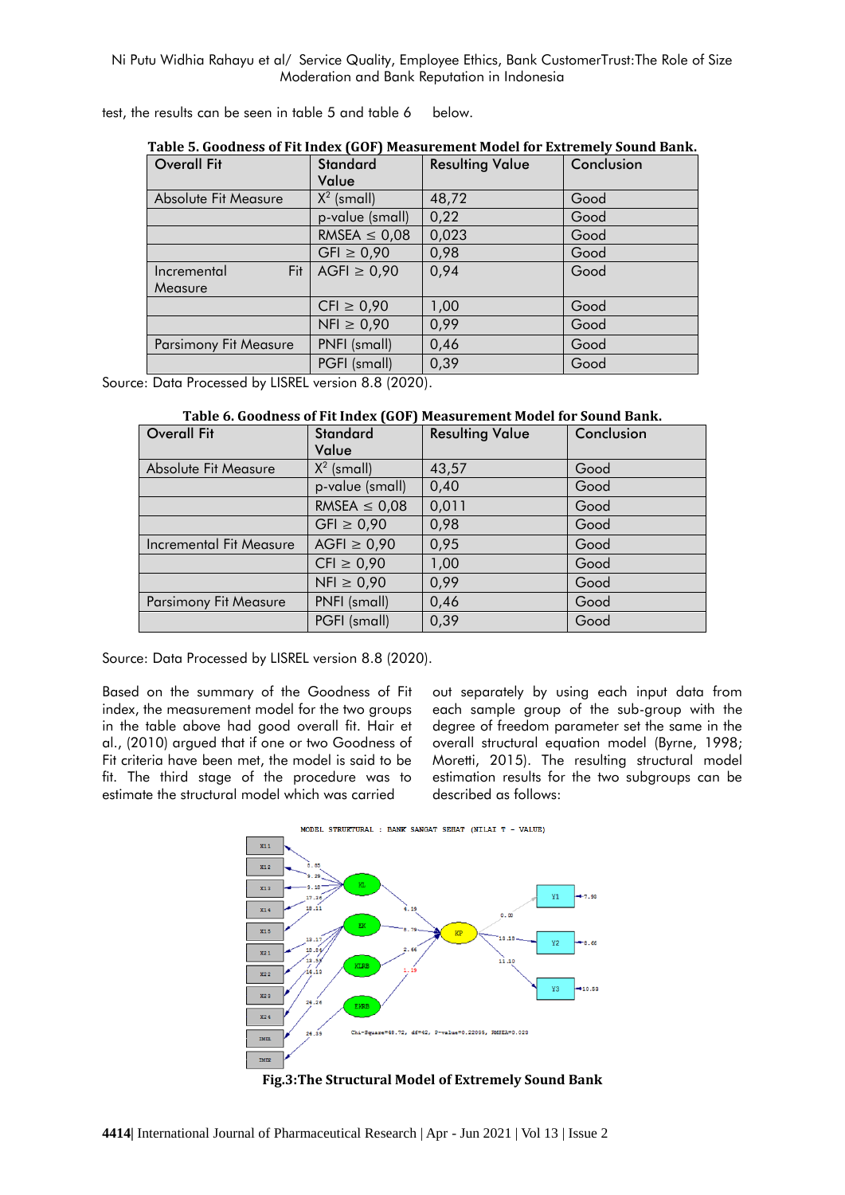test, the results can be seen in table 5 and table 6 below.

**Table 5. Goodness of Fit Index (GOF) Measurement Model for Extremely Sound Bank.**

| Overall Fit | Standard Value | Resulting Value | Conclusion |
|---|---|---|---|
| Absolute Fit Measure | $X^2$ (small) | 48,72 | Good |
| | p-value (small) | 0,22 | Good |
| | RMSEA ≤ 0,08 | 0,023 | Good |
| | GFI ≥ 0,90 | 0,98 | Good |
| Incremental Fit Measure | AGFI ≥ 0,90 | 0,94 | Good |
| | CFI ≥ 0,90 | 1,00 | Good |
| | NFI ≥ 0,90 | 0,99 | Good |
| Parsimony Fit Measure | PNFI (small) | 0,46 | Good |
| | PGFI (small) | 0,39 | Good |

Source: Data Processed by LISREL version 8.8 (2020).

**Table 6. Goodness of Fit Index (GOF) Measurement Model for Sound Bank.**

| Overall Fit | Standard Value | Resulting Value | Conclusion |
|---|---|---|---|
| Absolute Fit Measure | $X^2$ (small) | 43,57 | Good |
| | p-value (small) | 0,40 | Good |
| | RMSEA ≤ 0,08 | 0,011 | Good |
| | GFI ≥ 0,90 | 0,98 | Good |
| Incremental Fit Measure | AGFI ≥ 0,90 | 0,95 | Good |
| | CFI ≥ 0,90 | 1,00 | Good |
| | NFI ≥ 0,90 | 0,99 | Good |
| Parsimony Fit Measure | PNFI (small) | 0,46 | Good |
| | PGFI (small) | 0,39 | Good |

Source: Data Processed by LISREL version 8.8 (2020).

Based on the summary of the Goodness of Fit index, the measurement model for the two groups in the table above had good overall fit. Hair et al., (2010) argued that if one or two Goodness of Fit criteria have been met, the model is said to be fit. The third stage of the procedure was to estimate the structural model which was carried out separately by using each input data from each sample group of the sub-group with the degree of freedom parameter set the same in the overall structural equation model (Byrne, 1998; Moretti, 2015). The resulting structural model estimation results for the two subgroups can be described as follows:

**Fig.3:The Structural Model of Extremely Sound Bank**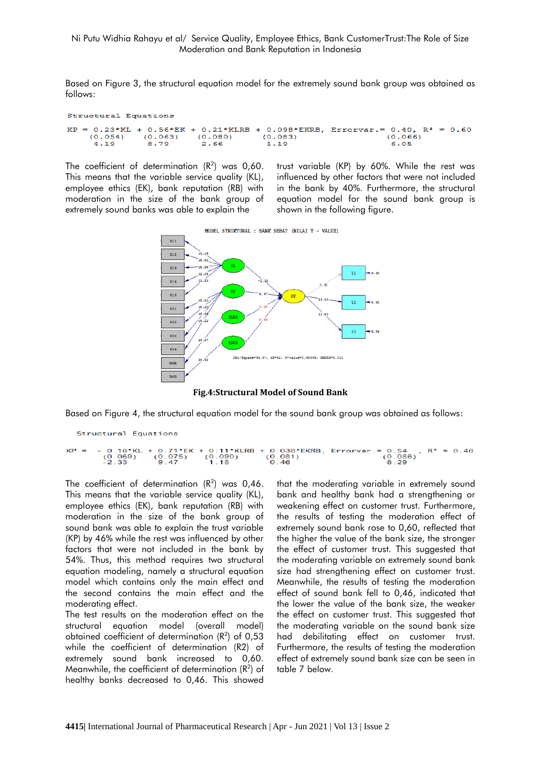Based on Figure 3, the structural equation model for the extremely sound bank group was obtained as follows:

```
Structural Equations

KP = 0.23*KL + 0.56*EK + 0.21*KLRB + 0.098*EKRB, Errorvar.= 0.40, R² = 0.60
     (0.054)   (0.063)   (0.080)     (0.083)                (0.066)
      4.19      8.79      2.66        1.19                    6.05
```

The coefficient of determination ($R^2$) was 0,60. This means that the variable service quality (KL), employee ethics (EK), bank reputation (RB) with moderation in the size of the bank group of extremely sound banks was able to explain the trust variable (KP) by 60%. While the rest was influenced by other factors that were not included in the bank by 40%. Furthermore, the structural equation model for the sound bank group is shown in the following figure.

**Fig.4:Structural Model of Sound Bank**

Based on Figure 4, the structural equation model for the sound bank group was obtained as follows:

```
Structural Equations

KP = - 0.16*KL + 0.71*EK + 0.11*KLRB + 0.038*EKRB, Errorvar.= 0.54 , R² = 0.46
      (0.069)    (0.075)   (0.090)     (0.081)                (0.086)
      -2.33       9.47      1.18        0.46                    6.29
```

The coefficient of determination ($R^2$) was 0,46. This means that the variable service quality (KL), employee ethics (EK), bank reputation (RB) with moderation in the size of the bank group of sound bank was able to explain the trust variable (KP) by 46% while the rest was influenced by other factors that were not included in the bank by 54%. Thus, this method requires two structural equation modeling, namely a structural equation model which contains only the main effect and the second contains the main effect and the moderating effect.

The test results on the moderation effect on the structural equation model (overall model) obtained coefficient of determination ($R^2$) of 0,53 while the coefficient of determination (R2) of extremely sound bank increased to 0,60. Meanwhile, the coefficient of determination ($R^2$) of healthy banks decreased to 0,46. This showed that the moderating variable in extremely sound bank and healthy bank had a strengthening or weakening effect on customer trust. Furthermore, the results of testing the moderation effect of extremely sound bank rose to 0,60, reflected that the higher the value of the bank size, the stronger the effect of customer trust. This suggested that the moderating variable on extremely sound bank size had strengthening effect on customer trust. Meanwhile, the results of testing the moderation effect of sound bank fell to 0,46, indicated that the lower the value of the bank size, the weaker the effect on customer trust. This suggested that the moderating variable on the sound bank size had debilitating effect on customer trust. Furthermore, the results of testing the moderation effect of extremely sound bank size can be seen in table 7 below.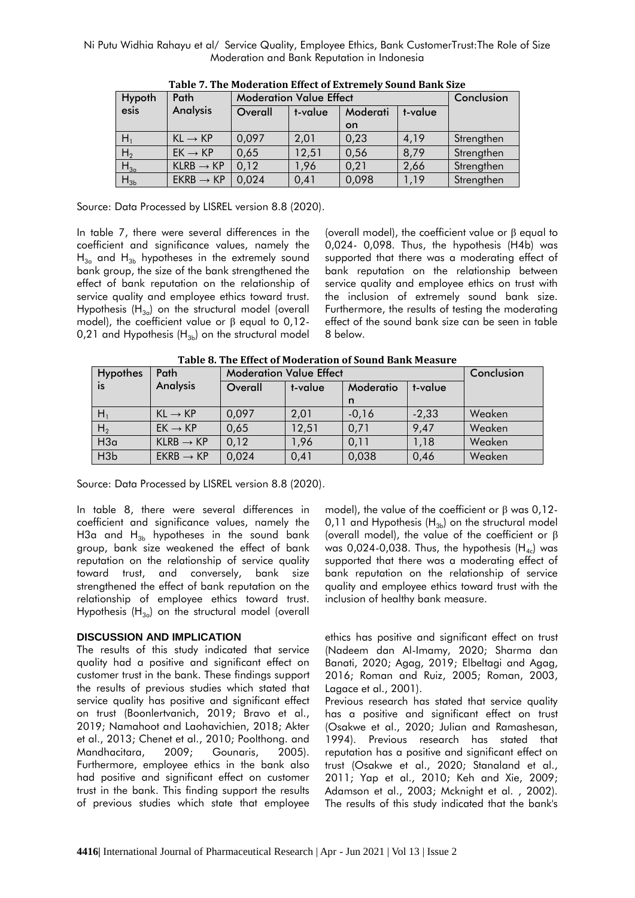**Table 7. The Moderation Effect of Extremely Sound Bank Size**

| Hypothesis | Path Analysis | Moderation Value Effect | | | | Conclusion |
|---|---|---|---|---|---|---|
| | | Overall | t-value | Moderation | t-value | |
| $H_1$ | KL → KP | 0,097 | 2,01 | 0,23 | 4,19 | Strengthen |
| $H_2$ | EK → KP | 0,65 | 12,51 | 0,56 | 8,79 | Strengthen |
| $H_{3a}$ | KLRB → KP | 0,12 | 1,96 | 0,21 | 2,66 | Strengthen |
| $H_{3b}$ | EKRB → KP | 0,024 | 0,41 | 0,098 | 1,19 | Strengthen |

Source: Data Processed by LISREL version 8.8 (2020).

In table 7, there were several differences in the coefficient and significance values, namely the $H_{3a}$ and $H_{3b}$ hypotheses in the extremely sound bank group, the size of the bank strengthened the effect of bank reputation on the relationship of service quality and employee ethics toward trust. Hypothesis ($H_{3a}$) on the structural model (overall model), the coefficient value or β equal to 0,12-0,21 and Hypothesis ($H_{3b}$) on the structural model (overall model), the coefficient value or β equal to 0,024- 0,098. Thus, the hypothesis (H4b) was supported that there was a moderating effect of bank reputation on the relationship between service quality and employee ethics on trust with the inclusion of extremely sound bank size. Furthermore, the results of testing the moderating effect of the sound bank size can be seen in table 8 below.

**Table 8. The Effect of Moderation of Sound Bank Measure**

| Hypothesis | Path Analysis | Moderation Value Effect | | | | Conclusion |
|---|---|---|---|---|---|---|
| | | Overall | t-value | Moderation | t-value | |
| $H_1$ | KL → KP | 0,097 | 2,01 | -0,16 | -2,33 | Weaken |
| $H_2$ | EK → KP | 0,65 | 12,51 | 0,71 | 9,47 | Weaken |
| H3a | KLRB → KP | 0,12 | 1,96 | 0,11 | 1,18 | Weaken |
| H3b | EKRB → KP | 0,024 | 0,41 | 0,038 | 0,46 | Weaken |

Source: Data Processed by LISREL version 8.8 (2020).

In table 8, there were several differences in coefficient and significance values, namely the H3a and $H_{3b}$ hypotheses in the sound bank group, bank size weakened the effect of bank reputation on the relationship of service quality toward trust, and conversely, bank size strengthened the effect of bank reputation on the relationship of employee ethics toward trust. Hypothesis ($H_{3a}$) on the structural model (overall model), the value of the coefficient or β was 0,12-0,11 and Hypothesis ($H_{3b}$) on the structural model (overall model), the value of the coefficient or β was 0,024-0,038. Thus, the hypothesis ($H_{4c}$) was supported that there was a moderating effect of bank reputation on the relationship of service quality and employee ethics toward trust with the inclusion of healthy bank measure.

## DISCUSSION AND IMPLICATION

The results of this study indicated that service quality had a positive and significant effect on customer trust in the bank. These findings support the results of previous studies which stated that service quality has positive and significant effect on trust (Boonlertvanich, 2019; Bravo et al., 2019; Namahoot and Laohavichien, 2018; Akter et al., 2013; Chenet et al., 2010; Poolthong. and Mandhacitara, 2009; Gounaris, 2005). Furthermore, employee ethics in the bank also had positive and significant effect on customer trust in the bank. This finding support the results of previous studies which state that employee ethics has positive and significant effect on trust (Nadeem dan Al-Imamy, 2020; Sharma dan Banati, 2020; Agag, 2019; Elbeltagi and Agag, 2016; Roman and Ruiz, 2005; Roman, 2003, Lagace et al., 2001).

Previous research has stated that service quality has a positive and significant effect on trust (Osakwe et al., 2020; Julian and Ramashesan, 1994). Previous research has stated that reputation has a positive and significant effect on trust (Osakwe et al., 2020; Stanaland et al., 2011; Yap et al., 2010; Keh and Xie, 2009; Adamson et al., 2003; Mcknight et al. , 2002). The results of this study indicated that the bank's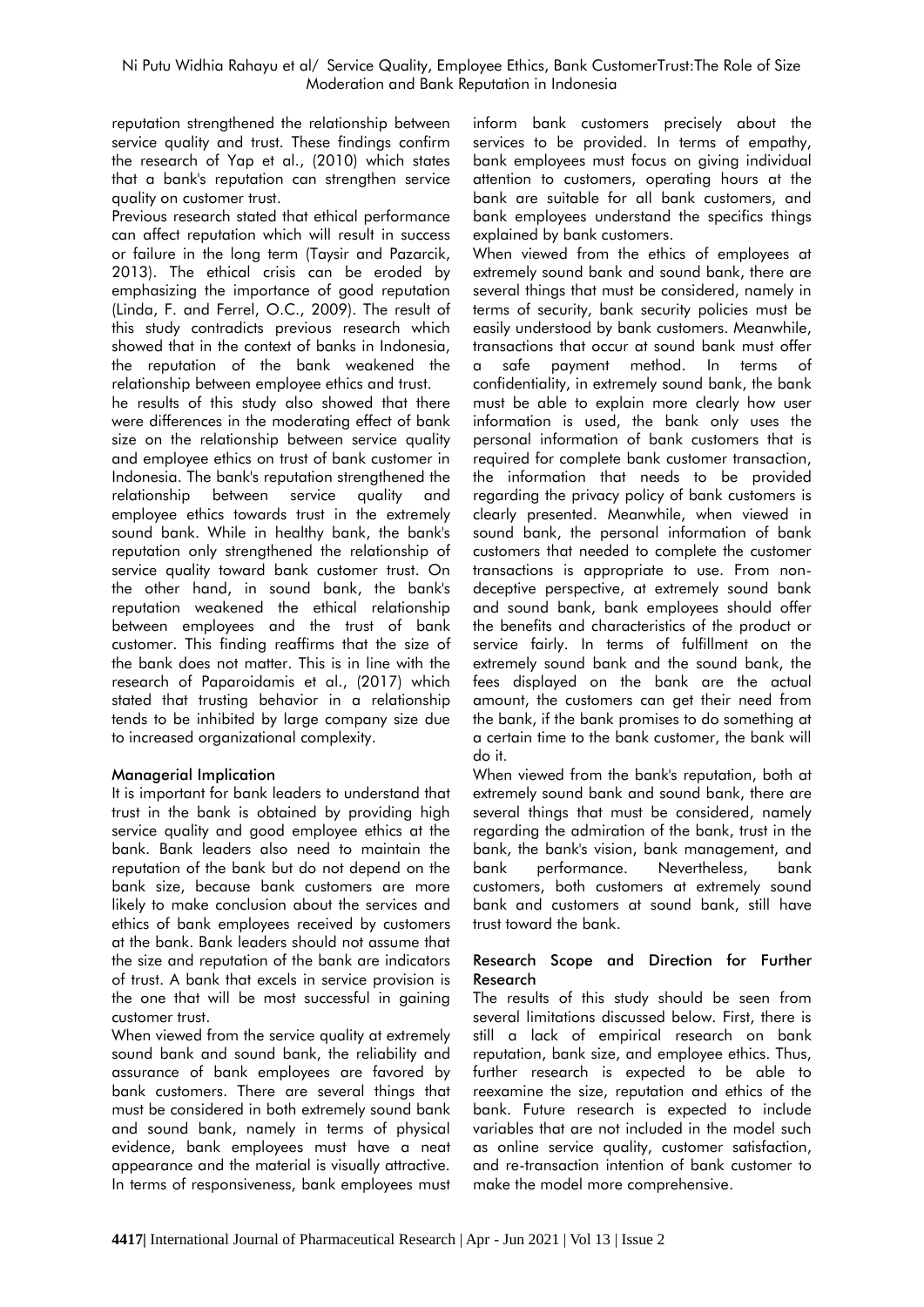reputation strengthened the relationship between service quality and trust. These findings confirm the research of Yap et al., (2010) which states that a bank's reputation can strengthen service quality on customer trust.

Previous research stated that ethical performance can affect reputation which will result in success or failure in the long term (Taysir and Pazarcik, 2013). The ethical crisis can be eroded by emphasizing the importance of good reputation (Linda, F. and Ferrel, O.C., 2009). The result of this study contradicts previous research which showed that in the context of banks in Indonesia, the reputation of the bank weakened the relationship between employee ethics and trust.

he results of this study also showed that there were differences in the moderating effect of bank size on the relationship between service quality and employee ethics on trust of bank customer in Indonesia. The bank's reputation strengthened the relationship between service quality and employee ethics towards trust in the extremely sound bank. While in healthy bank, the bank's reputation only strengthened the relationship of service quality toward bank customer trust. On the other hand, in sound bank, the bank's reputation weakened the ethical relationship between employees and the trust of bank customer. This finding reaffirms that the size of the bank does not matter. This is in line with the research of Paparoidamis et al., (2017) which stated that trusting behavior in a relationship tends to be inhibited by large company size due to increased organizational complexity.

## Managerial Implication

It is important for bank leaders to understand that trust in the bank is obtained by providing high service quality and good employee ethics at the bank. Bank leaders also need to maintain the reputation of the bank but do not depend on the bank size, because bank customers are more likely to make conclusion about the services and ethics of bank employees received by customers at the bank. Bank leaders should not assume that the size and reputation of the bank are indicators of trust. A bank that excels in service provision is the one that will be most successful in gaining customer trust.

When viewed from the service quality at extremely sound bank and sound bank, the reliability and assurance of bank employees are favored by bank customers. There are several things that must be considered in both extremely sound bank and sound bank, namely in terms of physical evidence, bank employees must have a neat appearance and the material is visually attractive. In terms of responsiveness, bank employees must inform bank customers precisely about the services to be provided. In terms of empathy, bank employees must focus on giving individual attention to customers, operating hours at the bank are suitable for all bank customers, and bank employees understand the specifics things explained by bank customers.

When viewed from the ethics of employees at extremely sound bank and sound bank, there are several things that must be considered, namely in terms of security, bank security policies must be easily understood by bank customers. Meanwhile, transactions that occur at sound bank must offer a safe payment method. In terms of confidentiality, in extremely sound bank, the bank must be able to explain more clearly how user information is used, the bank only uses the personal information of bank customers that is required for complete bank customer transaction, the information that needs to be provided regarding the privacy policy of bank customers is clearly presented. Meanwhile, when viewed in sound bank, the personal information of bank customers that needed to complete the customer transactions is appropriate to use. From non-deceptive perspective, at extremely sound bank and sound bank, bank employees should offer the benefits and characteristics of the product or service fairly. In terms of fulfillment on the extremely sound bank and the sound bank, the fees displayed on the bank are the actual amount, the customers can get their need from the bank, if the bank promises to do something at a certain time to the bank customer, the bank will do it.

When viewed from the bank's reputation, both at extremely sound bank and sound bank, there are several things that must be considered, namely regarding the admiration of the bank, trust in the bank, the bank's vision, bank management, and bank performance. Nevertheless, bank customers, both customers at extremely sound bank and customers at sound bank, still have trust toward the bank.

## Research Scope and Direction for Further Research

The results of this study should be seen from several limitations discussed below. First, there is still a lack of empirical research on bank reputation, bank size, and employee ethics. Thus, further research is expected to be able to reexamine the size, reputation and ethics of the bank. Future research is expected to include variables that are not included in the model such as online service quality, customer satisfaction, and re-transaction intention of bank customer to make the model more comprehensive.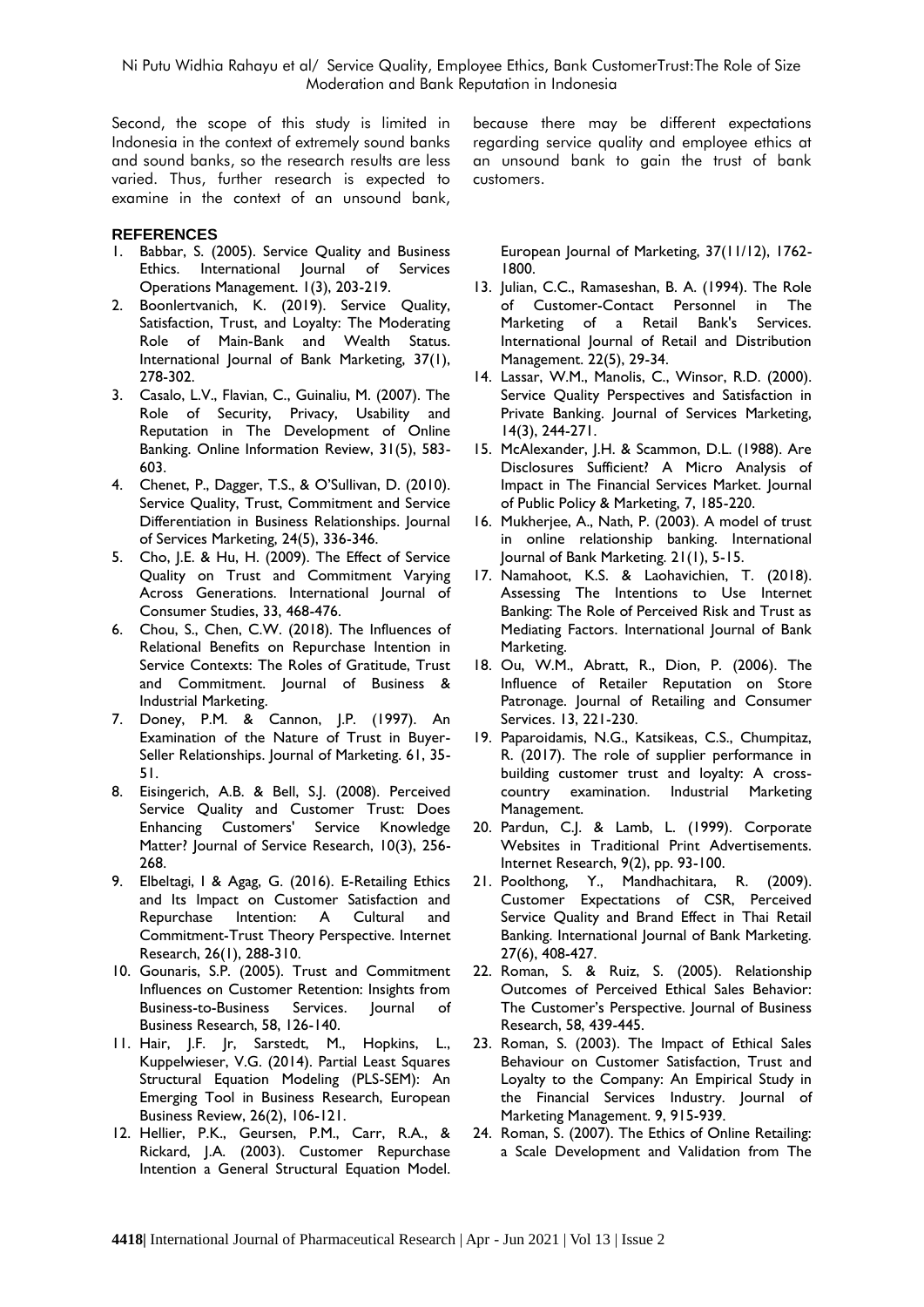Second, the scope of this study is limited in Indonesia in the context of extremely sound banks and sound banks, so the research results are less varied. Thus, further research is expected to examine in the context of an unsound bank, because there may be different expectations regarding service quality and employee ethics at an unsound bank to gain the trust of bank customers.

## REFERENCES

1. Babbar, S. (2005). Service Quality and Business Ethics. International Journal of Services Operations Management. 1(3), 203-219.
2. Boonlertvanich, K. (2019). Service Quality, Satisfaction, Trust, and Loyalty: The Moderating Role of Main-Bank and Wealth Status. International Journal of Bank Marketing, 37(1), 278-302.
3. Casalo, L.V., Flavian, C., Guinaliu, M. (2007). The Role of Security, Privacy, Usability and Reputation in The Development of Online Banking. Online Information Review, 31(5), 583-603.
4. Chenet, P., Dagger, T.S., & O'Sullivan, D. (2010). Service Quality, Trust, Commitment and Service Differentiation in Business Relationships. Journal of Services Marketing, 24(5), 336-346.
5. Cho, J.E. & Hu, H. (2009). The Effect of Service Quality on Trust and Commitment Varying Across Generations. International Journal of Consumer Studies, 33, 468-476.
6. Chou, S., Chen, C.W. (2018). The Influences of Relational Benefits on Repurchase Intention in Service Contexts: The Roles of Gratitude, Trust and Commitment. Journal of Business & Industrial Marketing.
7. Doney, P.M. & Cannon, J.P. (1997). An Examination of the Nature of Trust in Buyer-Seller Relationships. Journal of Marketing. 61, 35-51.
8. Eisingerich, A.B. & Bell, S.J. (2008). Perceived Service Quality and Customer Trust: Does Enhancing Customers' Service Knowledge Matter? Journal of Service Research, 10(3), 256-268.
9. Elbeltagi, I & Agag, G. (2016). E-Retailing Ethics and Its Impact on Customer Satisfaction and Repurchase Intention: A Cultural and Commitment-Trust Theory Perspective. Internet Research, 26(1), 288-310.
10. Gounaris, S.P. (2005). Trust and Commitment Influences on Customer Retention: Insights from Business-to-Business Services. Journal of Business Research, 58, 126-140.
11. Hair, J.F. Jr, Sarstedt, M., Hopkins, L., Kuppelwieser, V.G. (2014). Partial Least Squares Structural Equation Modeling (PLS-SEM): An Emerging Tool in Business Research, European Business Review, 26(2), 106-121.
12. Hellier, P.K., Geursen, P.M., Carr, R.A., & Rickard, J.A. (2003). Customer Repurchase Intention a General Structural Equation Model. European Journal of Marketing, 37(11/12), 1762-1800.
13. Julian, C.C., Ramaseshan, B. A. (1994). The Role of Customer-Contact Personnel in The Marketing of a Retail Bank's Services. International Journal of Retail and Distribution Management. 22(5), 29-34.
14. Lassar, W.M., Manolis, C., Winsor, R.D. (2000). Service Quality Perspectives and Satisfaction in Private Banking. Journal of Services Marketing, 14(3), 244-271.
15. McAlexander, J.H. & Scammon, D.L. (1988). Are Disclosures Sufficient? A Micro Analysis of Impact in The Financial Services Market. Journal of Public Policy & Marketing, 7, 185-220.
16. Mukherjee, A., Nath, P. (2003). A model of trust in online relationship banking. International Journal of Bank Marketing. 21(1), 5-15.
17. Namahoot, K.S. & Laohavichien, T. (2018). Assessing The Intentions to Use Internet Banking: The Role of Perceived Risk and Trust as Mediating Factors. International Journal of Bank Marketing.
18. Ou, W.M., Abratt, R., Dion, P. (2006). The Influence of Retailer Reputation on Store Patronage. Journal of Retailing and Consumer Services. 13, 221-230.
19. Paparoidamis, N.G., Katsikeas, C.S., Chumpitaz, R. (2017). The role of supplier performance in building customer trust and loyalty: A cross-country examination. Industrial Marketing Management.
20. Pardun, C.J. & Lamb, L. (1999). Corporate Websites in Traditional Print Advertisements. Internet Research, 9(2), pp. 93-100.
21. Poolthong, Y., Mandhachitara, R. (2009). Customer Expectations of CSR, Perceived Service Quality and Brand Effect in Thai Retail Banking. International Journal of Bank Marketing. 27(6), 408-427.
22. Roman, S. & Ruiz, S. (2005). Relationship Outcomes of Perceived Ethical Sales Behavior: The Customer's Perspective. Journal of Business Research, 58, 439-445.
23. Roman, S. (2003). The Impact of Ethical Sales Behaviour on Customer Satisfaction, Trust and Loyalty to the Company: An Empirical Study in the Financial Services Industry. Journal of Marketing Management. 9, 915-939.
24. Roman, S. (2007). The Ethics of Online Retailing: a Scale Development and Validation from The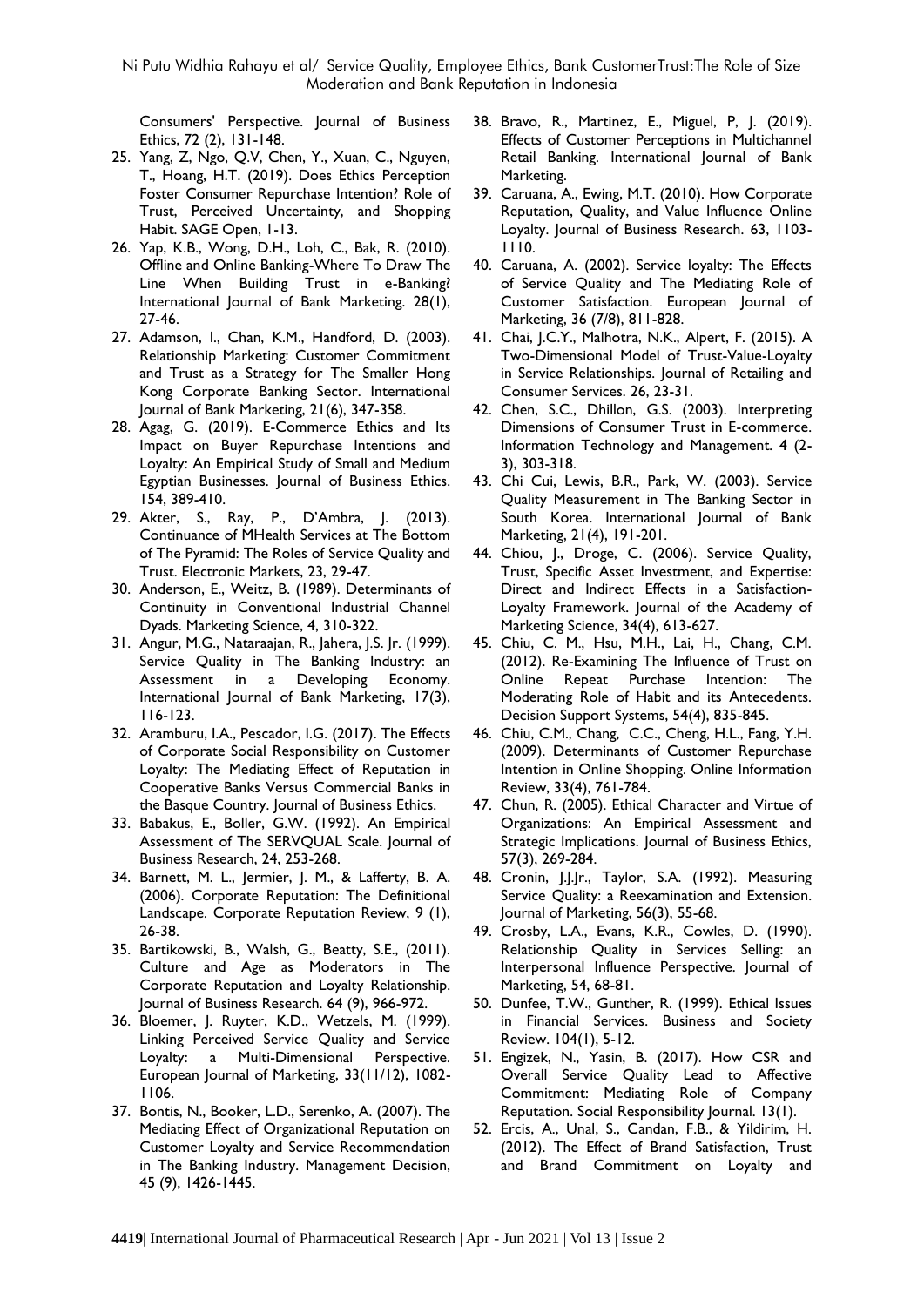Consumers' Perspective. Journal of Business Ethics, 72 (2), 131-148.

25. Yang, Z, Ngo, Q.V, Chen, Y., Xuan, C., Nguyen, T., Hoang, H.T. (2019). Does Ethics Perception Foster Consumer Repurchase Intention? Role of Trust, Perceived Uncertainty, and Shopping Habit. SAGE Open, 1-13.
26. Yap, K.B., Wong, D.H., Loh, C., Bak, R. (2010). Offline and Online Banking-Where To Draw The Line When Building Trust in e-Banking? International Journal of Bank Marketing. 28(1), 27-46.
27. Adamson, I., Chan, K.M., Handford, D. (2003). Relationship Marketing: Customer Commitment and Trust as a Strategy for The Smaller Hong Kong Corporate Banking Sector. International Journal of Bank Marketing, 21(6), 347-358.
28. Agag, G. (2019). E-Commerce Ethics and Its Impact on Buyer Repurchase Intentions and Loyalty: An Empirical Study of Small and Medium Egyptian Businesses. Journal of Business Ethics. 154, 389-410.
29. Akter, S., Ray, P., D'Ambra, J. (2013). Continuance of MHealth Services at The Bottom of The Pyramid: The Roles of Service Quality and Trust. Electronic Markets, 23, 29-47.
30. Anderson, E., Weitz, B. (1989). Determinants of Continuity in Conventional Industrial Channel Dyads. Marketing Science, 4, 310-322.
31. Angur, M.G., Nataraajan, R., Jahera, J.S. Jr. (1999). Service Quality in The Banking Industry: an Assessment in a Developing Economy. International Journal of Bank Marketing, 17(3), 116-123.
32. Aramburu, I.A., Pescador, I.G. (2017). The Effects of Corporate Social Responsibility on Customer Loyalty: The Mediating Effect of Reputation in Cooperative Banks Versus Commercial Banks in the Basque Country. Journal of Business Ethics.
33. Babakus, E., Boller, G.W. (1992). An Empirical Assessment of The SERVQUAL Scale. Journal of Business Research, 24, 253-268.
34. Barnett, M. L., Jermier, J. M., & Lafferty, B. A. (2006). Corporate Reputation: The Definitional Landscape. Corporate Reputation Review, 9 (1), 26-38.
35. Bartikowski, B., Walsh, G., Beatty, S.E., (2011). Culture and Age as Moderators in The Corporate Reputation and Loyalty Relationship. Journal of Business Research. 64 (9), 966-972.
36. Bloemer, J. Ruyter, K.D., Wetzels, M. (1999). Linking Perceived Service Quality and Service Loyalty: a Multi-Dimensional Perspective. European Journal of Marketing, 33(11/12), 1082-1106.
37. Bontis, N., Booker, L.D., Serenko, A. (2007). The Mediating Effect of Organizational Reputation on Customer Loyalty and Service Recommendation in The Banking Industry. Management Decision, 45 (9), 1426-1445.
38. Bravo, R., Martinez, E., Miguel, P, J. (2019). Effects of Customer Perceptions in Multichannel Retail Banking. International Journal of Bank Marketing.
39. Caruana, A., Ewing, M.T. (2010). How Corporate Reputation, Quality, and Value Influence Online Loyalty. Journal of Business Research. 63, 1103-1110.
40. Caruana, A. (2002). Service loyalty: The Effects of Service Quality and The Mediating Role of Customer Satisfaction. European Journal of Marketing, 36 (7/8), 811-828.
41. Chai, J.C.Y., Malhotra, N.K., Alpert, F. (2015). A Two-Dimensional Model of Trust-Value-Loyalty in Service Relationships. Journal of Retailing and Consumer Services. 26, 23-31.
42. Chen, S.C., Dhillon, G.S. (2003). Interpreting Dimensions of Consumer Trust in E-commerce. Information Technology and Management. 4 (2-3), 303-318.
43. Chi Cui, Lewis, B.R., Park, W. (2003). Service Quality Measurement in The Banking Sector in South Korea. International Journal of Bank Marketing, 21(4), 191-201.
44. Chiou, J., Droge, C. (2006). Service Quality, Trust, Specific Asset Investment, and Expertise: Direct and Indirect Effects in a Satisfaction-Loyalty Framework. Journal of the Academy of Marketing Science, 34(4), 613-627.
45. Chiu, C. M., Hsu, M.H., Lai, H., Chang, C.M. (2012). Re-Examining The Influence of Trust on Online Repeat Purchase Intention: The Moderating Role of Habit and its Antecedents. Decision Support Systems, 54(4), 835-845.
46. Chiu, C.M., Chang, C.C., Cheng, H.L., Fang, Y.H. (2009). Determinants of Customer Repurchase Intention in Online Shopping. Online Information Review, 33(4), 761-784.
47. Chun, R. (2005). Ethical Character and Virtue of Organizations: An Empirical Assessment and Strategic Implications. Journal of Business Ethics, 57(3), 269-284.
48. Cronin, J.J.Jr., Taylor, S.A. (1992). Measuring Service Quality: a Reexamination and Extension. Journal of Marketing, 56(3), 55-68.
49. Crosby, L.A., Evans, K.R., Cowles, D. (1990). Relationship Quality in Services Selling: an Interpersonal Influence Perspective. Journal of Marketing, 54, 68-81.
50. Dunfee, T.W., Gunther, R. (1999). Ethical Issues in Financial Services. Business and Society Review. 104(1), 5-12.
51. Engizek, N., Yasin, B. (2017). How CSR and Overall Service Quality Lead to Affective Commitment: Mediating Role of Company Reputation. Social Responsibility Journal. 13(1).
52. Ercis, A., Unal, S., Candan, F.B., & Yildirim, H. (2012). The Effect of Brand Satisfaction, Trust and Brand Commitment on Loyalty and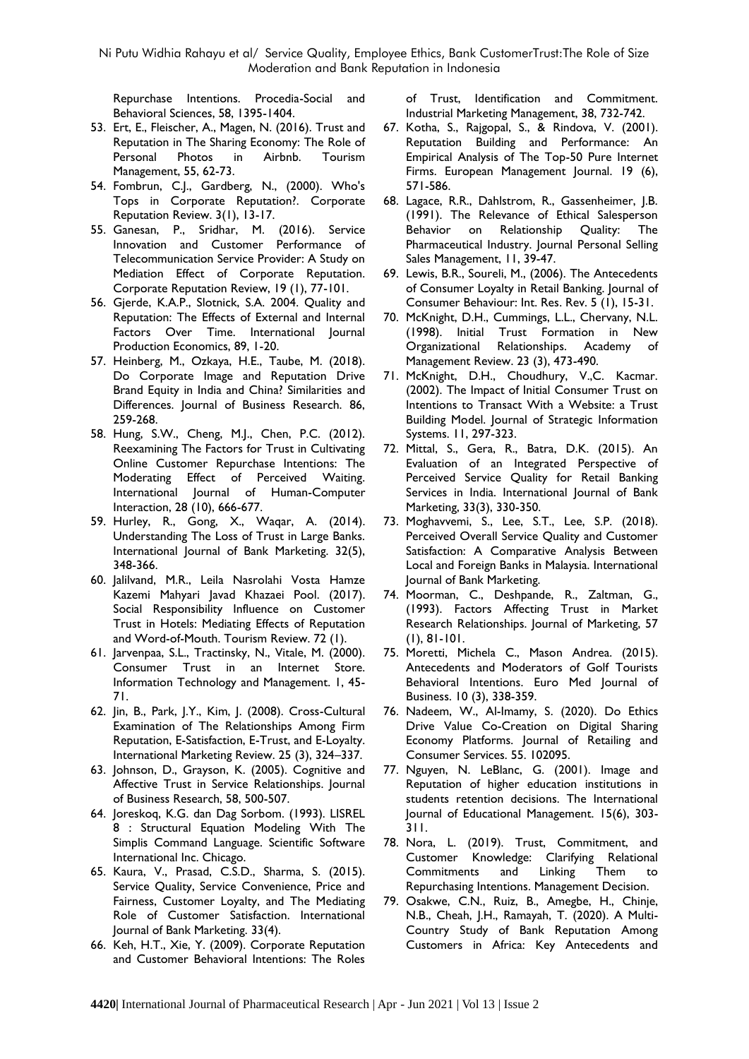Repurchase Intentions. Procedia-Social and Behavioral Sciences, 58, 1395-1404.

53. Ert, E., Fleischer, A., Magen, N. (2016). Trust and Reputation in The Sharing Economy: The Role of Personal Photos in Airbnb. Tourism Management, 55, 62-73.
54. Fombrun, C.J., Gardberg, N., (2000). Who's Tops in Corporate Reputation?. Corporate Reputation Review. 3(1), 13-17.
55. Ganesan, P., Sridhar, M. (2016). Service Innovation and Customer Performance of Telecommunication Service Provider: A Study on Mediation Effect of Corporate Reputation. Corporate Reputation Review, 19 (1), 77-101.
56. Gjerde, K.A.P., Slotnick, S.A. 2004. Quality and Reputation: The Effects of External and Internal Factors Over Time. International Journal Production Economics, 89, 1-20.
57. Heinberg, M., Ozkaya, H.E., Taube, M. (2018). Do Corporate Image and Reputation Drive Brand Equity in India and China? Similarities and Differences. Journal of Business Research. 86, 259-268.
58. Hung, S.W., Cheng, M.J., Chen, P.C. (2012). Reexamining The Factors for Trust in Cultivating Online Customer Repurchase Intentions: The Moderating Effect of Perceived Waiting. International Journal of Human-Computer Interaction, 28 (10), 666-677.
59. Hurley, R., Gong, X., Waqar, A. (2014). Understanding The Loss of Trust in Large Banks. International Journal of Bank Marketing. 32(5), 348-366.
60. Jalilvand, M.R., Leila Nasrolahi Vosta Hamze Kazemi Mahyari Javad Khazaei Pool. (2017). Social Responsibility Influence on Customer Trust in Hotels: Mediating Effects of Reputation and Word-of-Mouth. Tourism Review. 72 (1).
61. Jarvenpaa, S.L., Tractinsky, N., Vitale, M. (2000). Consumer Trust in an Internet Store. Information Technology and Management. 1, 45-71.
62. Jin, B., Park, J.Y., Kim, J. (2008). Cross-Cultural Examination of The Relationships Among Firm Reputation, E-Satisfaction, E-Trust, and E-Loyalty. International Marketing Review. 25 (3), 324–337.
63. Johnson, D., Grayson, K. (2005). Cognitive and Affective Trust in Service Relationships. Journal of Business Research, 58, 500-507.
64. Joreskoq, K.G. dan Dag Sorbom. (1993). LISREL 8 : Structural Equation Modeling With The Simplis Command Language. Scientific Software International Inc. Chicago.
65. Kaura, V., Prasad, C.S.D., Sharma, S. (2015). Service Quality, Service Convenience, Price and Fairness, Customer Loyalty, and The Mediating Role of Customer Satisfaction. International Journal of Bank Marketing. 33(4).
66. Keh, H.T., Xie, Y. (2009). Corporate Reputation and Customer Behavioral Intentions: The Roles of Trust, Identification and Commitment. Industrial Marketing Management, 38, 732-742.
67. Kotha, S., Rajgopal, S., & Rindova, V. (2001). Reputation Building and Performance: An Empirical Analysis of The Top-50 Pure Internet Firms. European Management Journal. 19 (6), 571-586.
68. Lagace, R.R., Dahlstrom, R., Gassenheimer, J.B. (1991). The Relevance of Ethical Salesperson Behavior on Relationship Quality: The Pharmaceutical Industry. Journal Personal Selling Sales Management, 11, 39-47.
69. Lewis, B.R., Soureli, M., (2006). The Antecedents of Consumer Loyalty in Retail Banking. Journal of Consumer Behaviour: Int. Res. Rev. 5 (1), 15-31.
70. McKnight, D.H., Cummings, L.L., Chervany, N.L. (1998). Initial Trust Formation in New Organizational Relationships. Academy of Management Review. 23 (3), 473-490.
71. McKnight, D.H., Choudhury, V.,C. Kacmar. (2002). The Impact of Initial Consumer Trust on Intentions to Transact With a Website: a Trust Building Model. Journal of Strategic Information Systems. 11, 297-323.
72. Mittal, S., Gera, R., Batra, D.K. (2015). An Evaluation of an Integrated Perspective of Perceived Service Quality for Retail Banking Services in India. International Journal of Bank Marketing, 33(3), 330-350.
73. Moghavvemi, S., Lee, S.T., Lee, S.P. (2018). Perceived Overall Service Quality and Customer Satisfaction: A Comparative Analysis Between Local and Foreign Banks in Malaysia. International Journal of Bank Marketing.
74. Moorman, C., Deshpande, R., Zaltman, G., (1993). Factors Affecting Trust in Market Research Relationships. Journal of Marketing, 57 (1), 81-101.
75. Moretti, Michela C., Mason Andrea. (2015). Antecedents and Moderators of Golf Tourists Behavioral Intentions. Euro Med Journal of Business. 10 (3), 338-359.
76. Nadeem, W., Al-Imamy, S. (2020). Do Ethics Drive Value Co-Creation on Digital Sharing Economy Platforms. Journal of Retailing and Consumer Services. 55. 102095.
77. Nguyen, N. LeBlanc, G. (2001). Image and Reputation of higher education institutions in students retention decisions. The International Journal of Educational Management. 15(6), 303-311.
78. Nora, L. (2019). Trust, Commitment, and Customer Knowledge: Clarifying Relational Commitments and Linking Them to Repurchasing Intentions. Management Decision.
79. Osakwe, C.N., Ruiz, B., Amegbe, H., Chinje, N.B., Cheah, J.H., Ramayah, T. (2020). A Multi-Country Study of Bank Reputation Among Customers in Africa: Key Antecedents and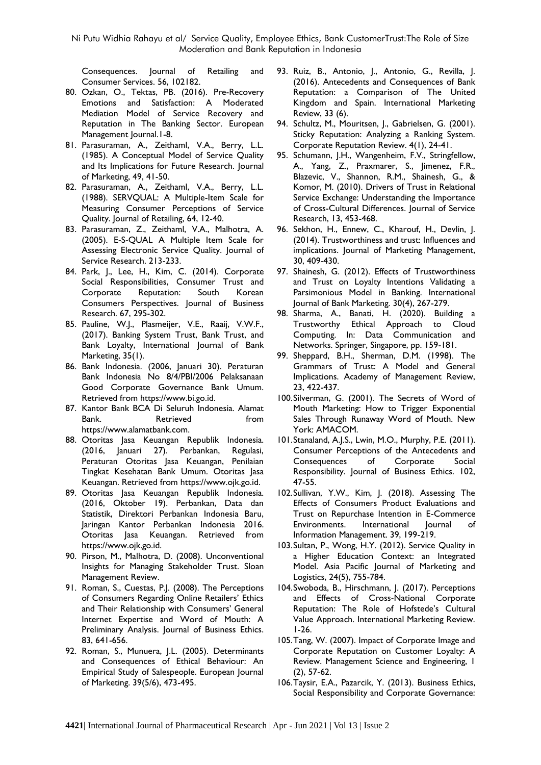Consequences. Journal of Retailing and Consumer Services. 56, 102182.

80. Ozkan, O., Tektas, PB. (2016). Pre-Recovery Emotions and Satisfaction: A Moderated Mediation Model of Service Recovery and Reputation in The Banking Sector. European Management Journal.1-8.
81. Parasuraman, A., Zeithaml, V.A., Berry, L.L. (1985). A Conceptual Model of Service Quality and Its Implications for Future Research. Journal of Marketing, 49, 41-50.
82. Parasuraman, A., Zeithaml, V.A., Berry, L.L. (1988). SERVQUAL: A Multiple-Item Scale for Measuring Consumer Perceptions of Service Quality. Journal of Retailing, 64, 12-40.
83. Parasuraman, Z., Zeithaml, V.A., Malhotra, A. (2005). E-S-QUAL A Multiple Item Scale for Assessing Electronic Service Quality. Journal of Service Research. 213-233.
84. Park, J., Lee, H., Kim, C. (2014). Corporate Social Responsibilities, Consumer Trust and Corporate Reputation: South Korean Consumers Perspectives. Journal of Business Research. 67, 295-302.
85. Pauline, W.J., Plasmeijer, V.E., Raaij, V.W.F., (2017). Banking System Trust, Bank Trust, and Bank Loyalty, International Journal of Bank Marketing, 35(1).
86. Bank Indonesia. (2006, Januari 30). Peraturan Bank Indonesia No 8/4/PBI/2006 Pelaksanaan Good Corporate Governance Bank Umum. Retrieved from https://www.bi.go.id.
87. Kantor Bank BCA Di Seluruh Indonesia. Alamat Bank. Retrieved from https://www.alamatbank.com.
88. Otoritas Jasa Keuangan Republik Indonesia. (2016, Januari 27). Perbankan, Regulasi, Peraturan Otoritas Jasa Keuangan, Penilaian Tingkat Kesehatan Bank Umum. Otoritas Jasa Keuangan. Retrieved from https://www.ojk.go.id.
89. Otoritas Jasa Keuangan Republik Indonesia. (2016, Oktober 19). Perbankan, Data dan Statistik, Direktori Perbankan Indonesia Baru, Jaringan Kantor Perbankan Indonesia 2016. Otoritas Jasa Keuangan. Retrieved from https://www.ojk.go.id.
90. Pirson, M., Malhotra, D. (2008). Unconventional Insights for Managing Stakeholder Trust. Sloan Management Review.
91. Roman, S., Cuestas, P.J. (2008). The Perceptions of Consumers Regarding Online Retailers' Ethics and Their Relationship with Consumers' General Internet Expertise and Word of Mouth: A Preliminary Analysis. Journal of Business Ethics. 83, 641-656.
92. Roman, S., Munuera, J.L. (2005). Determinants and Consequences of Ethical Behaviour: An Empirical Study of Salespeople. European Journal of Marketing. 39(5/6), 473-495.
93. Ruiz, B., Antonio, J., Antonio, G., Revilla, J. (2016). Antecedents and Consequences of Bank Reputation: a Comparison of The United Kingdom and Spain. International Marketing Review, 33 (6).
94. Schultz, M., Mouritsen, J., Gabrielsen, G. (2001). Sticky Reputation: Analyzing a Ranking System. Corporate Reputation Review. 4(1), 24-41.
95. Schumann, J.H., Wangenheim, F.V., Stringfellow, A., Yang, Z., Praxmarer, S., Jimenez, F.R., Blazevic, V., Shannon, R.M., Shainesh, G., & Komor, M. (2010). Drivers of Trust in Relational Service Exchange: Understanding the Importance of Cross-Cultural Differences. Journal of Service Research, 13, 453-468.
96. Sekhon, H., Ennew, C., Kharouf, H., Devlin, J. (2014). Trustworthiness and trust: Influences and implications. Journal of Marketing Management, 30, 409-430.
97. Shainesh, G. (2012). Effects of Trustworthiness and Trust on Loyalty Intentions Validating a Parsimonious Model in Banking. International Journal of Bank Marketing. 30(4), 267-279.
98. Sharma, A., Banati, H. (2020). Building a Trustworthy Ethical Approach to Cloud Computing. In: Data Communication and Networks. Springer, Singapore, pp. 159-181.
99. Sheppard, B.H., Sherman, D.M. (1998). The Grammars of Trust: A Model and General Implications. Academy of Management Review, 23, 422-437.
100. Silverman, G. (2001). The Secrets of Word of Mouth Marketing: How to Trigger Exponential Sales Through Runaway Word of Mouth. New York: AMACOM.
101. Stanaland, A.J.S., Lwin, M.O., Murphy, P.E. (2011). Consumer Perceptions of the Antecedents and Consequences of Corporate Social Responsibility. Journal of Business Ethics. 102, 47-55.
102. Sullivan, Y.W., Kim, J. (2018). Assessing The Effects of Consumers Product Evaluations and Trust on Repurchase Intention in E-Commerce Environments. International Journal of Information Management. 39, 199-219.
103. Sultan, P., Wong, H.Y. (2012). Service Quality in a Higher Education Context: an Integrated Model. Asia Pacific Journal of Marketing and Logistics, 24(5), 755-784.
104. Swoboda, B., Hirschmann, J. (2017). Perceptions and Effects of Cross-National Corporate Reputation: The Role of Hofstede's Cultural Value Approach. International Marketing Review. 1-26.
105. Tang, W. (2007). Impact of Corporate Image and Corporate Reputation on Customer Loyalty: A Review. Management Science and Engineering, 1 (2), 57-62.
106. Taysir, E.A., Pazarcik, Y. (2013). Business Ethics, Social Responsibility and Corporate Governance: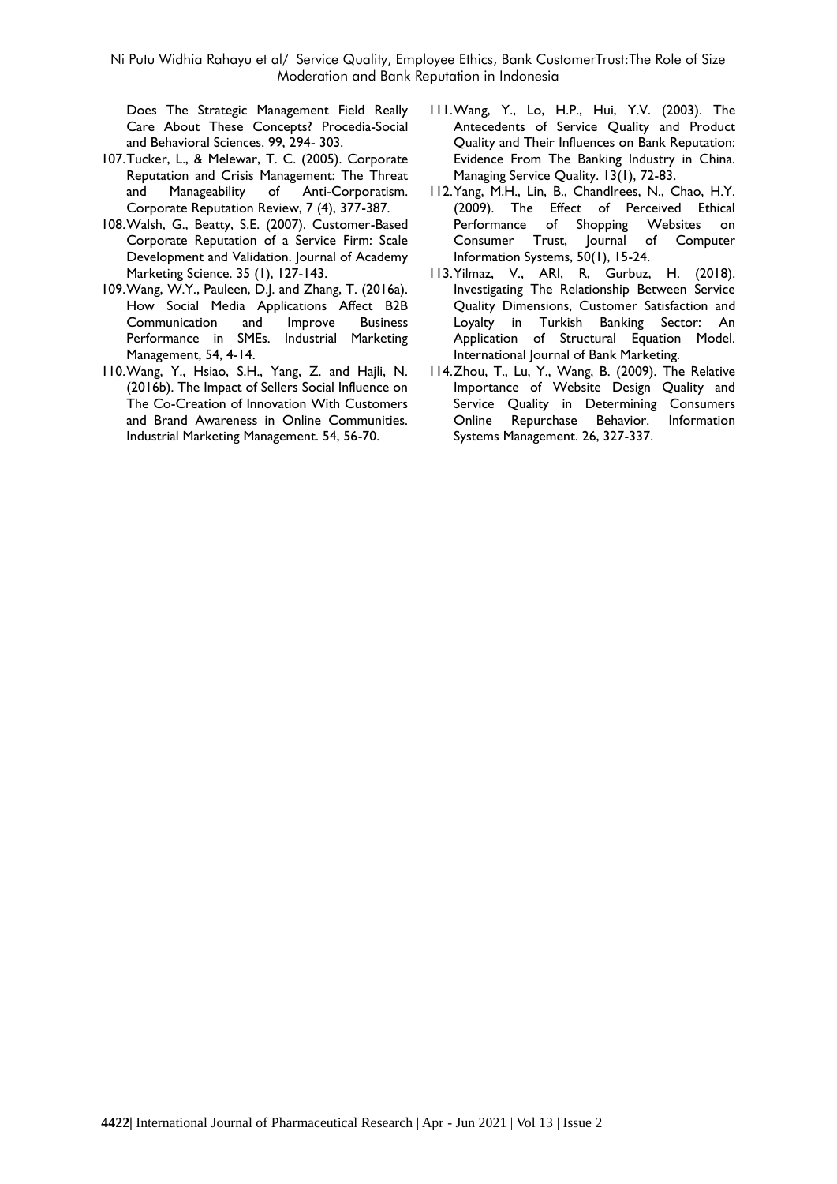Does The Strategic Management Field Really Care About These Concepts? Procedia-Social and Behavioral Sciences. 99, 294- 303.

107. Tucker, L., & Melewar, T. C. (2005). Corporate Reputation and Crisis Management: The Threat and Manageability of Anti-Corporatism. Corporate Reputation Review, 7 (4), 377-387.
108. Walsh, G., Beatty, S.E. (2007). Customer-Based Corporate Reputation of a Service Firm: Scale Development and Validation. Journal of Academy Marketing Science. 35 (1), 127-143.
109. Wang, W.Y., Pauleen, D.J. and Zhang, T. (2016a). How Social Media Applications Affect B2B Communication and Improve Business Performance in SMEs. Industrial Marketing Management, 54, 4-14.
110. Wang, Y., Hsiao, S.H., Yang, Z. and Hajli, N. (2016b). The Impact of Sellers Social Influence on The Co-Creation of Innovation With Customers and Brand Awareness in Online Communities. Industrial Marketing Management. 54, 56-70.
111. Wang, Y., Lo, H.P., Hui, Y.V. (2003). The Antecedents of Service Quality and Product Quality and Their Influences on Bank Reputation: Evidence From The Banking Industry in China. Managing Service Quality. 13(1), 72-83.
112. Yang, M.H., Lin, B., Chandlrees, N., Chao, H.Y. (2009). The Effect of Perceived Ethical Performance of Shopping Websites on Consumer Trust, Journal of Computer Information Systems, 50(1), 15-24.
113. Yilmaz, V., ARI, R, Gurbuz, H. (2018). Investigating The Relationship Between Service Quality Dimensions, Customer Satisfaction and Loyalty in Turkish Banking Sector: An Application of Structural Equation Model. International Journal of Bank Marketing.
114. Zhou, T., Lu, Y., Wang, B. (2009). The Relative Importance of Website Design Quality and Service Quality in Determining Consumers Online Repurchase Behavior. Information Systems Management. 26, 327-337.